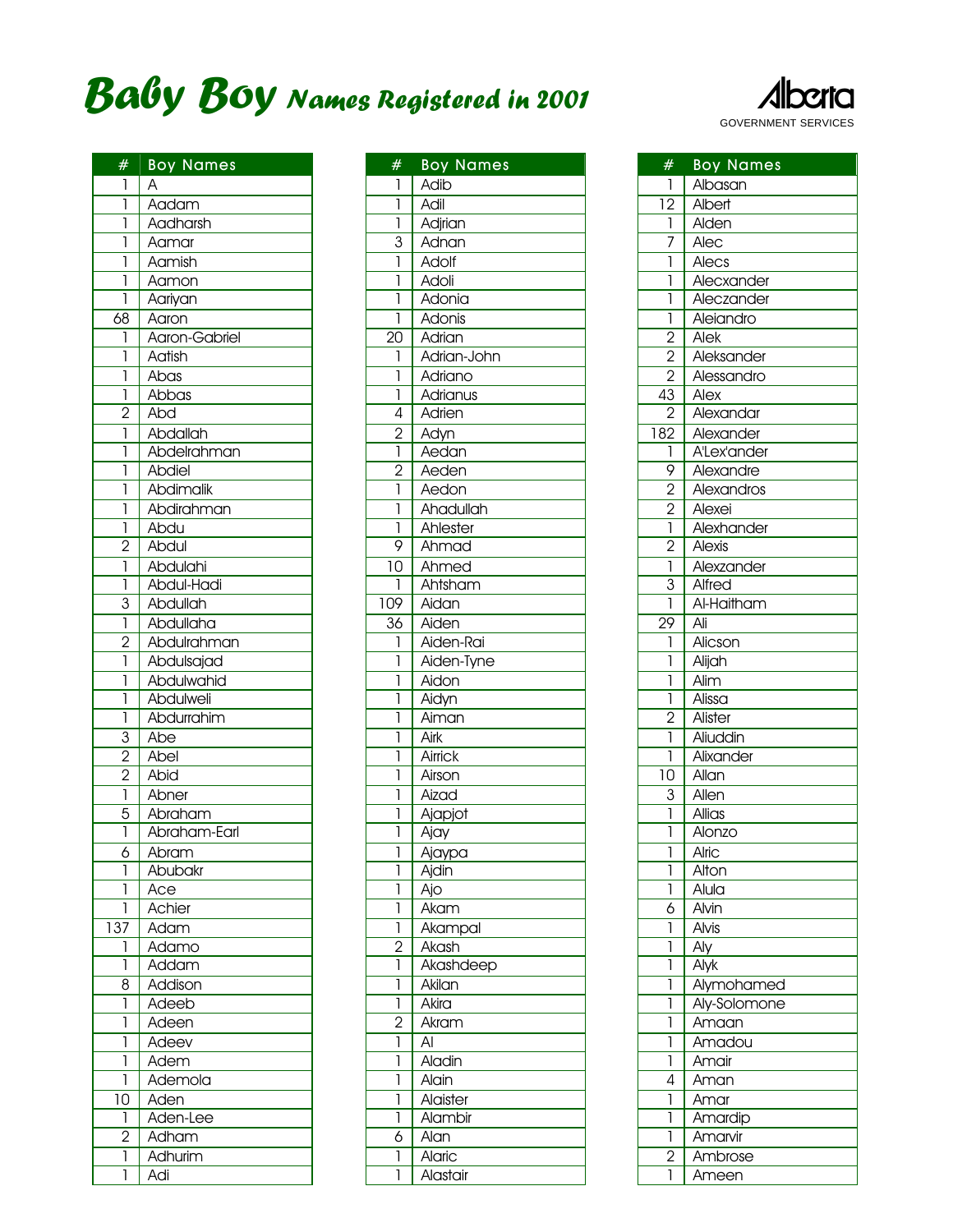# Baby Boy Names Registered in 2001

Alberta
GOVERNMENT SERVICES

| # | Boy Names |
|---|---|
| 1 | A |
| 1 | Aadam |
| 1 | Aadharsh |
| 1 | Aamar |
| 1 | Aamish |
| 1 | Aamon |
| 1 | Aariyan |
| 68 | Aaron |
| 1 | Aaron-Gabriel |
| 1 | Aatish |
| 1 | Abas |
| 1 | Abbas |
| 2 | Abd |
| 1 | Abdallah |
| 1 | Abdelrahman |
| 1 | Abdiel |
| 1 | Abdimalik |
| 1 | Abdirahman |
| 1 | Abdu |
| 2 | Abdul |
| 1 | Abdulahi |
| 1 | Abdul-Hadi |
| 3 | Abdullah |
| 1 | Abdullaha |
| 2 | Abdulrahman |
| 1 | Abdulsajad |
| 1 | Abdulwahid |
| 1 | Abdulweli |
| 1 | Abdurrahim |
| 3 | Abe |
| 2 | Abel |
| 2 | Abid |
| 1 | Abner |
| 5 | Abraham |
| 1 | Abraham-Earl |
| 6 | Abram |
| 1 | Abubakr |
| 1 | Ace |
| 1 | Achier |
| 137 | Adam |
| 1 | Adamo |
| 1 | Addam |
| 8 | Addison |
| 1 | Adeeb |
| 1 | Adeen |
| 1 | Adeev |
| 1 | Adem |
| 1 | Ademola |
| 10 | Aden |
| 1 | Aden-Lee |
| 2 | Adham |
| 1 | Adhurim |
| 1 | Adi |
| 1 | Adib |
| 1 | Adil |
| 1 | Adjrian |
| 3 | Adnan |
| 1 | Adolf |
| 1 | Adoli |
| 1 | Adonia |
| 1 | Adonis |
| 20 | Adrian |
| 1 | Adrian-John |
| 1 | Adriano |
| 1 | Adrianus |
| 4 | Adrien |
| 2 | Adyn |
| 1 | Aedan |
| 2 | Aeden |
| 1 | Aedon |
| 1 | Ahadullah |
| 1 | Ahlester |
| 9 | Ahmad |
| 10 | Ahmed |
| 1 | Ahtsham |
| 109 | Aidan |
| 36 | Aiden |
| 1 | Aiden-Rai |
| 1 | Aiden-Tyne |
| 1 | Aidon |
| 1 | Aidyn |
| 1 | Aiman |
| 1 | Airk |
| 1 | Airrick |
| 1 | Airson |
| 1 | Aizad |
| 1 | Ajapjot |
| 1 | Ajay |
| 1 | Ajaypa |
| 1 | Ajdin |
| 1 | Ajo |
| 1 | Akam |
| 1 | Akampal |
| 2 | Akash |
| 1 | Akashdeep |
| 1 | Akilan |
| 1 | Akira |
| 2 | Akram |
| 1 | Al |
| 1 | Aladin |
| 1 | Alain |
| 1 | Alaister |
| 1 | Alambir |
| 6 | Alan |
| 1 | Alaric |
| 1 | Alastair |
| 1 | Albasan |
| 12 | Albert |
| 1 | Alden |
| 7 | Alec |
| 1 | Alecs |
| 1 | Alecxander |
| 1 | Aleczander |
| 1 | Aleiandro |
| 2 | Alek |
| 2 | Aleksander |
| 2 | Alessandro |
| 43 | Alex |
| 2 | Alexandar |
| 182 | Alexander |
| 1 | A'Lex'ander |
| 9 | Alexandre |
| 2 | Alexandros |
| 2 | Alexei |
| 1 | Alexhander |
| 2 | Alexis |
| 1 | Alexzander |
| 3 | Alfred |
| 1 | Al-Haitham |
| 29 | Ali |
| 1 | Alicson |
| 1 | Alijah |
| 1 | Alim |
| 1 | Alissa |
| 2 | Alister |
| 1 | Aliuddin |
| 1 | Alixander |
| 10 | Allan |
| 3 | Allen |
| 1 | Allias |
| 1 | Alonzo |
| 1 | Alric |
| 1 | Alton |
| 1 | Alula |
| 6 | Alvin |
| 1 | Alvis |
| 1 | Aly |
| 1 | Alyk |
| 1 | Alymohamed |
| 1 | Aly-Solomone |
| 1 | Amaan |
| 1 | Amadou |
| 1 | Amair |
| 4 | Aman |
| 1 | Amar |
| 1 | Amardip |
| 1 | Amarvir |
| 2 | Ambrose |
| 1 | Ameen |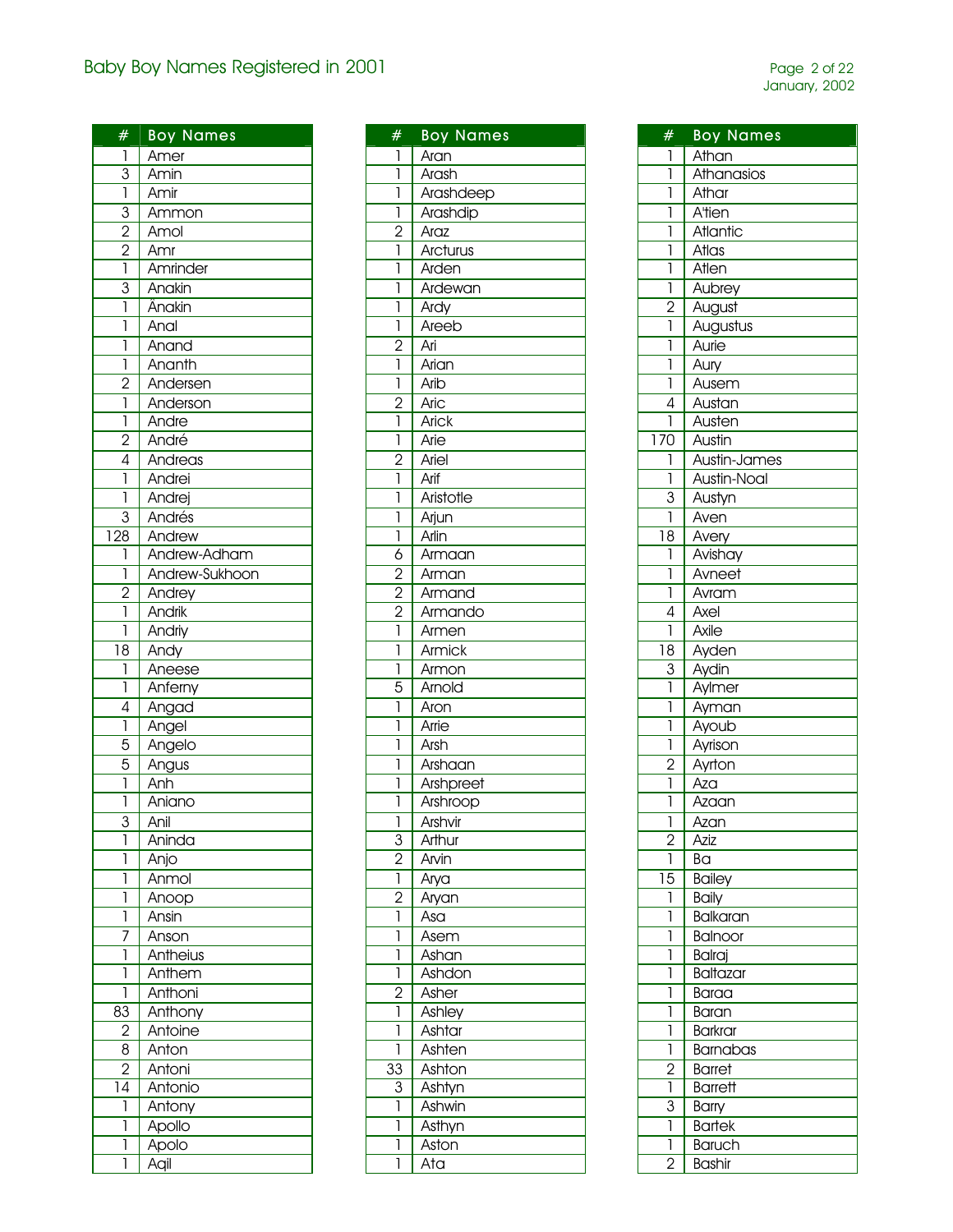# Baby Boy Names Registered in 2001

| # | Boy Names |
|---|---|
| 1 | Amer |
| 3 | Amin |
| 1 | Amir |
| 3 | Ammon |
| 2 | Amol |
| 2 | Amr |
| 1 | Amrinder |
| 3 | Anakin |
| 1 | Änakin |
| 1 | Anal |
| 1 | Anand |
| 1 | Ananth |
| 2 | Andersen |
| 1 | Anderson |
| 1 | Andre |
| 2 | André |
| 4 | Andreas |
| 1 | Andrei |
| 1 | Andrej |
| 3 | Andrés |
| 128 | Andrew |
| 1 | Andrew-Adham |
| 1 | Andrew-Sukhoon |
| 2 | Andrey |
| 1 | Andrik |
| 1 | Andriy |
| 18 | Andy |
| 1 | Aneese |
| 1 | Anferny |
| 4 | Angad |
| 1 | Angel |
| 5 | Angelo |
| 5 | Angus |
| 1 | Anh |
| 1 | Aniano |
| 3 | Anil |
| 1 | Aninda |
| 1 | Anjo |
| 1 | Anmol |
| 1 | Anoop |
| 1 | Ansin |
| 7 | Anson |
| 1 | Antheius |
| 1 | Anthem |
| 1 | Anthoni |
| 83 | Anthony |
| 2 | Antoine |
| 8 | Anton |
| 2 | Antoni |
| 14 | Antonio |
| 1 | Antony |
| 1 | Apollo |
| 1 | Apolo |
| 1 | Aqil |
| 1 | Aran |
| 1 | Arash |
| 1 | Arashdeep |
| 1 | Arashdip |
| 2 | Araz |
| 1 | Arcturus |
| 1 | Arden |
| 1 | Ardewan |
| 1 | Ardy |
| 1 | Areeb |
| 2 | Ari |
| 1 | Arian |
| 1 | Arib |
| 2 | Aric |
| 1 | Arick |
| 1 | Arie |
| 2 | Ariel |
| 1 | Arif |
| 1 | Aristotle |
| 1 | Arjun |
| 1 | Arlin |
| 6 | Armaan |
| 2 | Arman |
| 2 | Armand |
| 2 | Armando |
| 1 | Armen |
| 1 | Armick |
| 1 | Armon |
| 5 | Arnold |
| 1 | Aron |
| 1 | Arrie |
| 1 | Arsh |
| 1 | Arshaan |
| 1 | Arshpreet |
| 1 | Arshroop |
| 1 | Arshvir |
| 3 | Arthur |
| 2 | Arvin |
| 1 | Arya |
| 2 | Aryan |
| 1 | Asa |
| 1 | Asem |
| 1 | Ashan |
| 1 | Ashdon |
| 2 | Asher |
| 1 | Ashley |
| 1 | Ashtar |
| 1 | Ashten |
| 33 | Ashton |
| 3 | Ashtyn |
| 1 | Ashwin |
| 1 | Asthyn |
| 1 | Aston |
| 1 | Ata |
| 1 | Athan |
| 1 | Athanasios |
| 1 | Athar |
| 1 | A'tien |
| 1 | Atlantic |
| 1 | Atlas |
| 1 | Atlen |
| 1 | Aubrey |
| 2 | August |
| 1 | Augustus |
| 1 | Aurie |
| 1 | Aury |
| 1 | Ausem |
| 4 | Austan |
| 1 | Austen |
| 170 | Austin |
| 1 | Austin-James |
| 1 | Austin-Noal |
| 3 | Austyn |
| 1 | Aven |
| 18 | Avery |
| 1 | Avishay |
| 1 | Avneet |
| 1 | Avram |
| 4 | Axel |
| 1 | Axile |
| 18 | Ayden |
| 3 | Aydin |
| 1 | Aylmer |
| 1 | Ayman |
| 1 | Ayoub |
| 1 | Ayrison |
| 2 | Ayrton |
| 1 | Aza |
| 1 | Azaan |
| 1 | Azan |
| 2 | Aziz |
| 1 | Ba |
| 15 | Bailey |
| 1 | Baily |
| 1 | Balkaran |
| 1 | Balnoor |
| 1 | Balraj |
| 1 | Baltazar |
| 1 | Baraa |
| 1 | Baran |
| 1 | Barkrar |
| 1 | Barnabas |
| 2 | Barret |
| 1 | Barrett |
| 3 | Barry |
| 1 | Bartek |
| 1 | Baruch |
| 2 | Bashir |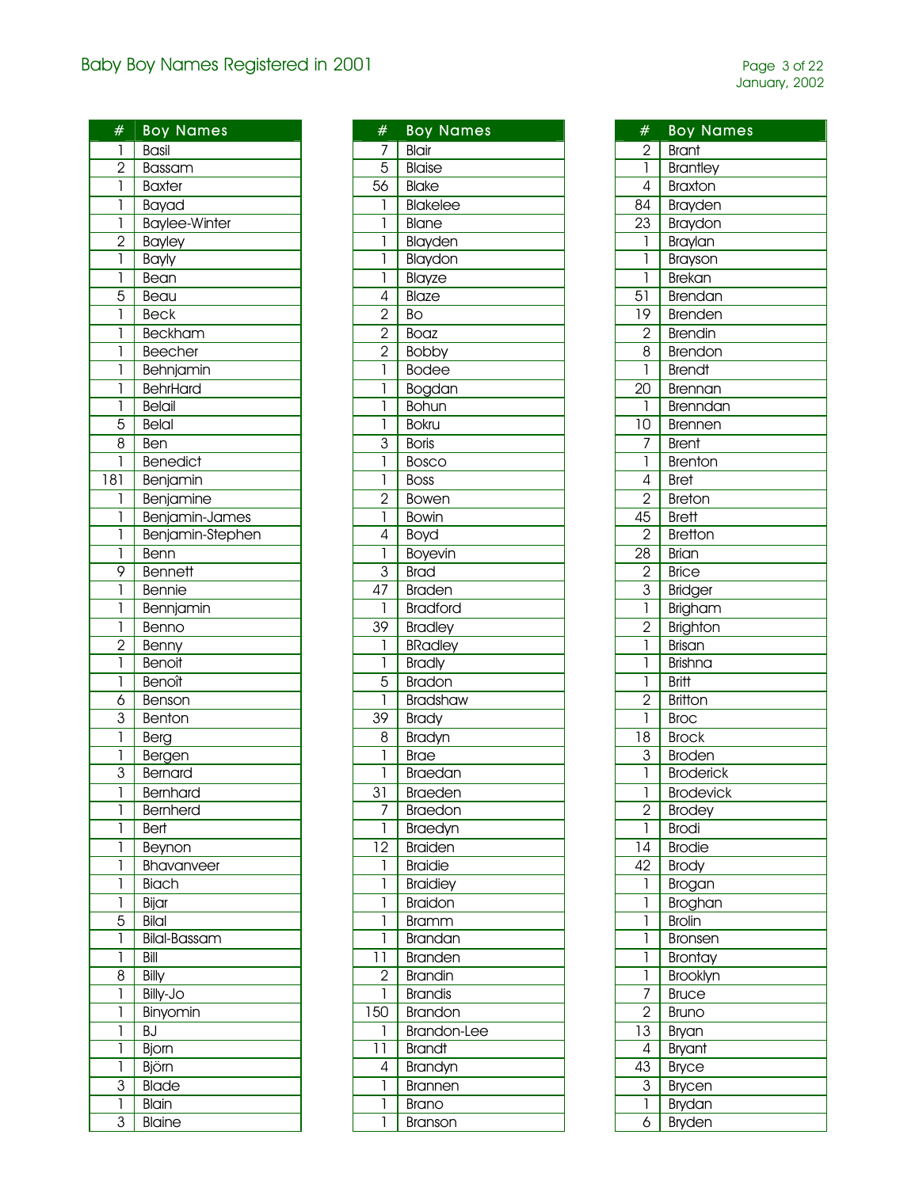## Baby Boy Names Registered in 2001

| # | Boy Names |
|---|---|
| 1 | Basil |
| 2 | Bassam |
| 1 | Baxter |
| 1 | Bayad |
| 1 | Baylee-Winter |
| 2 | Bayley |
| 1 | Bayly |
| 1 | Bean |
| 5 | Beau |
| 1 | Beck |
| 1 | Beckham |
| 1 | Beecher |
| 1 | Behnjamin |
| 1 | BehrHard |
| 1 | Belail |
| 5 | Belal |
| 8 | Ben |
| 1 | Benedict |
| 181 | Benjamin |
| 1 | Benjamine |
| 1 | Benjamin-James |
| 1 | Benjamin-Stephen |
| 1 | Benn |
| 9 | Bennett |
| 1 | Bennie |
| 1 | Bennjamin |
| 1 | Benno |
| 2 | Benny |
| 1 | Benoit |
| 1 | Benoît |
| 6 | Benson |
| 3 | Benton |
| 1 | Berg |
| 1 | Bergen |
| 3 | Bernard |
| 1 | Bernhard |
| 1 | Bernherd |
| 1 | Bert |
| 1 | Beynon |
| 1 | Bhavanveer |
| 1 | Biach |
| 1 | Bijar |
| 5 | Bilal |
| 1 | Bilal-Bassam |
| 1 | Bill |
| 8 | Billy |
| 1 | Billy-Jo |
| 1 | Binyomin |
| 1 | BJ |
| 1 | Bjorn |
| 1 | Björn |
| 3 | Blade |
| 1 | Blain |
| 3 | Blaine |
| 7 | Blair |
| 5 | Blaise |
| 56 | Blake |
| 1 | Blakelee |
| 1 | Blane |
| 1 | Blayden |
| 1 | Blaydon |
| 1 | Blayze |
| 4 | Blaze |
| 2 | Bo |
| 2 | Boaz |
| 2 | Bobby |
| 1 | Bodee |
| 1 | Bogdan |
| 1 | Bohun |
| 1 | Bokru |
| 3 | Boris |
| 1 | Bosco |
| 1 | Boss |
| 2 | Bowen |
| 1 | Bowin |
| 4 | Boyd |
| 1 | Boyevin |
| 3 | Brad |
| 47 | Braden |
| 1 | Bradford |
| 39 | Bradley |
| 1 | BRadley |
| 1 | Bradly |
| 5 | Bradon |
| 1 | Bradshaw |
| 39 | Brady |
| 8 | Bradyn |
| 1 | Brae |
| 1 | Braedan |
| 31 | Braeden |
| 7 | Braedon |
| 1 | Braedyn |
| 12 | Braiden |
| 1 | Braidie |
| 1 | Braidiey |
| 1 | Braidon |
| 1 | Bramm |
| 1 | Brandan |
| 11 | Branden |
| 2 | Brandin |
| 1 | Brandis |
| 150 | Brandon |
| 1 | Brandon-Lee |
| 11 | Brandt |
| 4 | Brandyn |
| 1 | Brannen |
| 1 | Brano |
| 1 | Branson |
| 2 | Brant |
| 1 | Brantley |
| 4 | Braxton |
| 84 | Brayden |
| 23 | Braydon |
| 1 | Braylan |
| 1 | Brayson |
| 1 | Brekan |
| 51 | Brendan |
| 19 | Brenden |
| 2 | Brendin |
| 8 | Brendon |
| 1 | Brendt |
| 20 | Brennan |
| 1 | Brenndan |
| 10 | Brennen |
| 7 | Brent |
| 1 | Brenton |
| 4 | Bret |
| 2 | Breton |
| 45 | Brett |
| 2 | Bretton |
| 28 | Brian |
| 2 | Brice |
| 3 | Bridger |
| 1 | Brigham |
| 2 | Brighton |
| 1 | Brisan |
| 1 | Brishna |
| 1 | Britt |
| 2 | Britton |
| 1 | Broc |
| 18 | Brock |
| 3 | Broden |
| 1 | Broderick |
| 1 | Brodevick |
| 2 | Brodey |
| 1 | Brodi |
| 14 | Brodie |
| 42 | Brody |
| 1 | Brogan |
| 1 | Broghan |
| 1 | Brolin |
| 1 | Bronsen |
| 1 | Brontay |
| 1 | Brooklyn |
| 7 | Bruce |
| 2 | Bruno |
| 13 | Bryan |
| 4 | Bryant |
| 43 | Bryce |
| 3 | Brycen |
| 1 | Brydan |
| 6 | Bryden |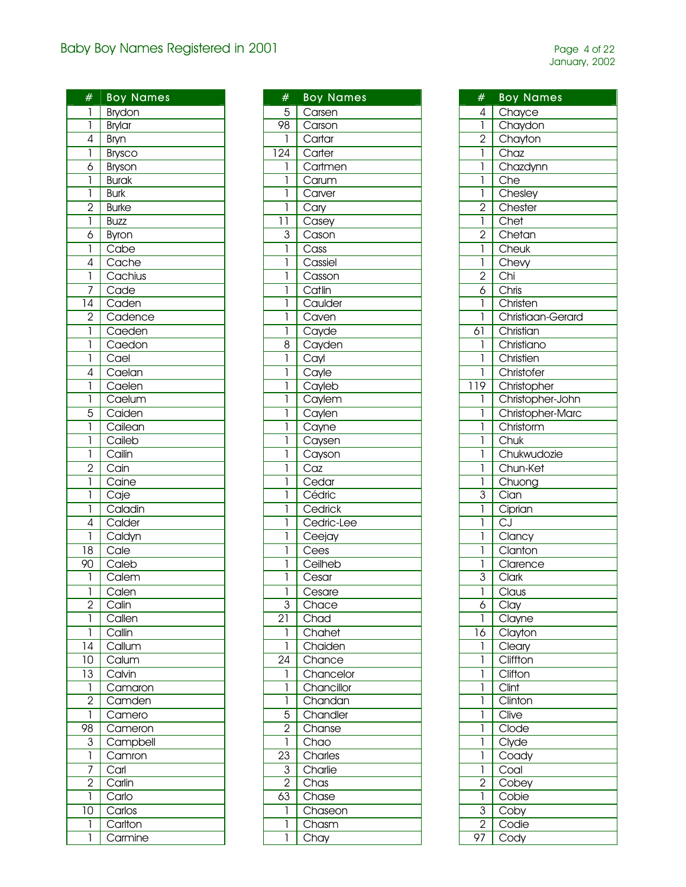# Baby Boy Names Registered in 2001

| # | Boy Names |
|---|---|
| 1 | Brydon |
| 1 | Brylar |
| 4 | Bryn |
| 1 | Brysco |
| 6 | Bryson |
| 1 | Burak |
| 1 | Burk |
| 2 | Burke |
| 1 | Buzz |
| 6 | Byron |
| 1 | Cabe |
| 4 | Cache |
| 1 | Cachius |
| 7 | Cade |
| 14 | Caden |
| 2 | Cadence |
| 1 | Caeden |
| 1 | Caedon |
| 1 | Cael |
| 4 | Caelan |
| 1 | Caelen |
| 1 | Caelum |
| 5 | Caiden |
| 1 | Cailean |
| 1 | Caileb |
| 1 | Cailin |
| 2 | Cain |
| 1 | Caine |
| 1 | Caje |
| 1 | Caladin |
| 4 | Calder |
| 1 | Caldyn |
| 18 | Cale |
| 90 | Caleb |
| 1 | Calem |
| 1 | Calen |
| 2 | Calin |
| 1 | Callen |
| 1 | Callin |
| 14 | Callum |
| 10 | Calum |
| 13 | Calvin |
| 1 | Camaron |
| 2 | Camden |
| 1 | Camero |
| 98 | Cameron |
| 3 | Campbell |
| 1 | Camron |
| 7 | Carl |
| 2 | Carlin |
| 1 | Carlo |
| 10 | Carlos |
| 1 | Carlton |
| 1 | Carmine |
| 5 | Carsen |
| 98 | Carson |
| 1 | Cartar |
| 124 | Carter |
| 1 | Cartmen |
| 1 | Carum |
| 1 | Carver |
| 1 | Cary |
| 11 | Casey |
| 3 | Cason |
| 1 | Cass |
| 1 | Cassiel |
| 1 | Casson |
| 1 | Catlin |
| 1 | Caulder |
| 1 | Caven |
| 1 | Cayde |
| 8 | Cayden |
| 1 | Cayl |
| 1 | Cayle |
| 1 | Cayleb |
| 1 | Caylem |
| 1 | Caylen |
| 1 | Cayne |
| 1 | Caysen |
| 1 | Cayson |
| 1 | Caz |
| 1 | Cedar |
| 1 | Cédric |
| 1 | Cedrick |
| 1 | Cedric-Lee |
| 1 | Ceejay |
| 1 | Cees |
| 1 | Ceilheb |
| 1 | Cesar |
| 1 | Cesare |
| 3 | Chace |
| 21 | Chad |
| 1 | Chahet |
| 1 | Chaiden |
| 24 | Chance |
| 1 | Chancelor |
| 1 | Chancillor |
| 1 | Chandan |
| 5 | Chandler |
| 2 | Chanse |
| 1 | Chao |
| 23 | Charles |
| 3 | Charlie |
| 2 | Chas |
| 63 | Chase |
| 1 | Chaseon |
| 1 | Chasm |
| 1 | Chay |
| 4 | Chayce |
| 1 | Chaydon |
| 2 | Chayton |
| 1 | Chaz |
| 1 | Chazdynn |
| 1 | Che |
| 1 | Chesley |
| 2 | Chester |
| 1 | Chet |
| 2 | Chetan |
| 1 | Cheuk |
| 1 | Chevy |
| 2 | Chi |
| 6 | Chris |
| 1 | Christen |
| 1 | Christiaan-Gerard |
| 61 | Christian |
| 1 | Christiano |
| 1 | Christien |
| 1 | Christofer |
| 119 | Christopher |
| 1 | Christopher-John |
| 1 | Christopher-Marc |
| 1 | Christorm |
| 1 | Chuk |
| 1 | Chukwudozie |
| 1 | Chun-Ket |
| 1 | Chuong |
| 3 | Cian |
| 1 | Ciprian |
| 1 | CJ |
| 1 | Clancy |
| 1 | Clanton |
| 1 | Clarence |
| 3 | Clark |
| 1 | Claus |
| 6 | Clay |
| 1 | Clayne |
| 16 | Clayton |
| 1 | Cleary |
| 1 | Cliffton |
| 1 | Clifton |
| 1 | Clint |
| 1 | Clinton |
| 1 | Clive |
| 1 | Clode |
| 1 | Clyde |
| 1 | Coady |
| 1 | Coal |
| 2 | Cobey |
| 1 | Cobie |
| 3 | Coby |
| 2 | Codie |
| 97 | Cody |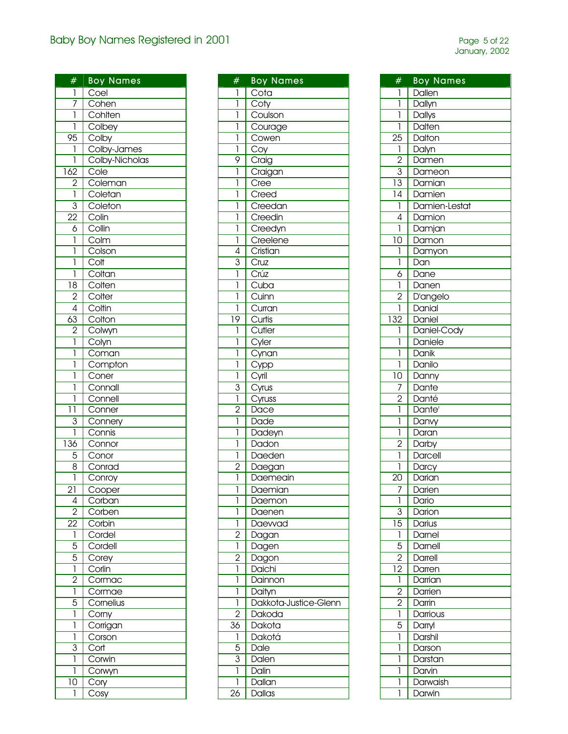# Baby Boy Names Registered in 2001

| # | Boy Names |
|---|---|
| 1 | Coel |
| 7 | Cohen |
| 1 | Cohlten |
| 1 | Colbey |
| 95 | Colby |
| 1 | Colby-James |
| 1 | Colby-Nicholas |
| 162 | Cole |
| 2 | Coleman |
| 1 | Coletan |
| 3 | Coleton |
| 22 | Colin |
| 6 | Collin |
| 1 | Colm |
| 1 | Colson |
| 1 | Colt |
| 1 | Coltan |
| 18 | Colten |
| 2 | Colter |
| 4 | Coltin |
| 63 | Colton |
| 2 | Colwyn |
| 1 | Colyn |
| 1 | Coman |
| 1 | Compton |
| 1 | Coner |
| 1 | Connall |
| 1 | Connell |
| 11 | Conner |
| 3 | Connery |
| 1 | Connis |
| 136 | Connor |
| 5 | Conor |
| 8 | Conrad |
| 1 | Conroy |
| 21 | Cooper |
| 4 | Corban |
| 2 | Corben |
| 22 | Corbin |
| 1 | Cordel |
| 5 | Cordell |
| 5 | Corey |
| 1 | Corlin |
| 2 | Cormac |
| 1 | Cormae |
| 5 | Cornelius |
| 1 | Corny |
| 1 | Corrigan |
| 1 | Corson |
| 3 | Cort |
| 1 | Corwin |
| 1 | Corwyn |
| 10 | Cory |
| 1 | Cosy |

| # | Boy Names |
|---|---|
| 1 | Cota |
| 1 | Coty |
| 1 | Coulson |
| 1 | Courage |
| 1 | Cowen |
| 1 | Coy |
| 9 | Craig |
| 1 | Craigan |
| 1 | Cree |
| 1 | Creed |
| 1 | Creedan |
| 1 | Creedin |
| 1 | Creedyn |
| 1 | Creelene |
| 4 | Cristian |
| 3 | Cruz |
| 1 | Crúz |
| 1 | Cuba |
| 1 | Cuinn |
| 1 | Curran |
| 19 | Curtis |
| 1 | Cutler |
| 1 | Cyler |
| 1 | Cynan |
| 1 | Cypp |
| 1 | Cyril |
| 3 | Cyrus |
| 1 | Cyruss |
| 2 | Dace |
| 1 | Dade |
| 1 | Dadeyn |
| 1 | Dadon |
| 1 | Daeden |
| 2 | Daegan |
| 1 | Daemeain |
| 1 | Daemian |
| 1 | Daemon |
| 1 | Daenen |
| 1 | Daevvad |
| 2 | Dagan |
| 1 | Dagen |
| 2 | Dagon |
| 1 | Daichi |
| 1 | Dainnon |
| 1 | Daityn |
| 1 | Dakkota-Justice-Glenn |
| 2 | Dakoda |
| 36 | Dakota |
| 1 | Dakotá |
| 5 | Dale |
| 3 | Dalen |
| 1 | Dalin |
| 1 | Dallan |
| 26 | Dallas |

| # | Boy Names |
|---|---|
| 1 | Dallen |
| 1 | Dallyn |
| 1 | Dallys |
| 1 | Dalten |
| 25 | Dalton |
| 1 | Dalyn |
| 2 | Damen |
| 3 | Dameon |
| 13 | Damian |
| 14 | Damien |
| 1 | Damien-Lestat |
| 4 | Damion |
| 1 | Damjan |
| 10 | Damon |
| 1 | Damyon |
| 1 | Dan |
| 6 | Dane |
| 1 | Danen |
| 2 | D'angelo |
| 1 | Danial |
| 132 | Daniel |
| 1 | Daniel-Cody |
| 1 | Daniele |
| 1 | Danik |
| 1 | Danilo |
| 10 | Danny |
| 7 | Dante |
| 2 | Danté |
| 1 | Dante' |
| 1 | Danvy |
| 1 | Daran |
| 2 | Darby |
| 1 | Darcell |
| 1 | Darcy |
| 20 | Darian |
| 7 | Darien |
| 1 | Dario |
| 3 | Darion |
| 15 | Darius |
| 1 | Darnel |
| 5 | Darnell |
| 2 | Darrell |
| 12 | Darren |
| 1 | Darrian |
| 2 | Darrien |
| 2 | Darrin |
| 1 | Darrious |
| 5 | Darryl |
| 1 | Darshil |
| 1 | Darson |
| 1 | Darstan |
| 1 | Darvin |
| 1 | Darwaish |
| 1 | Darwin |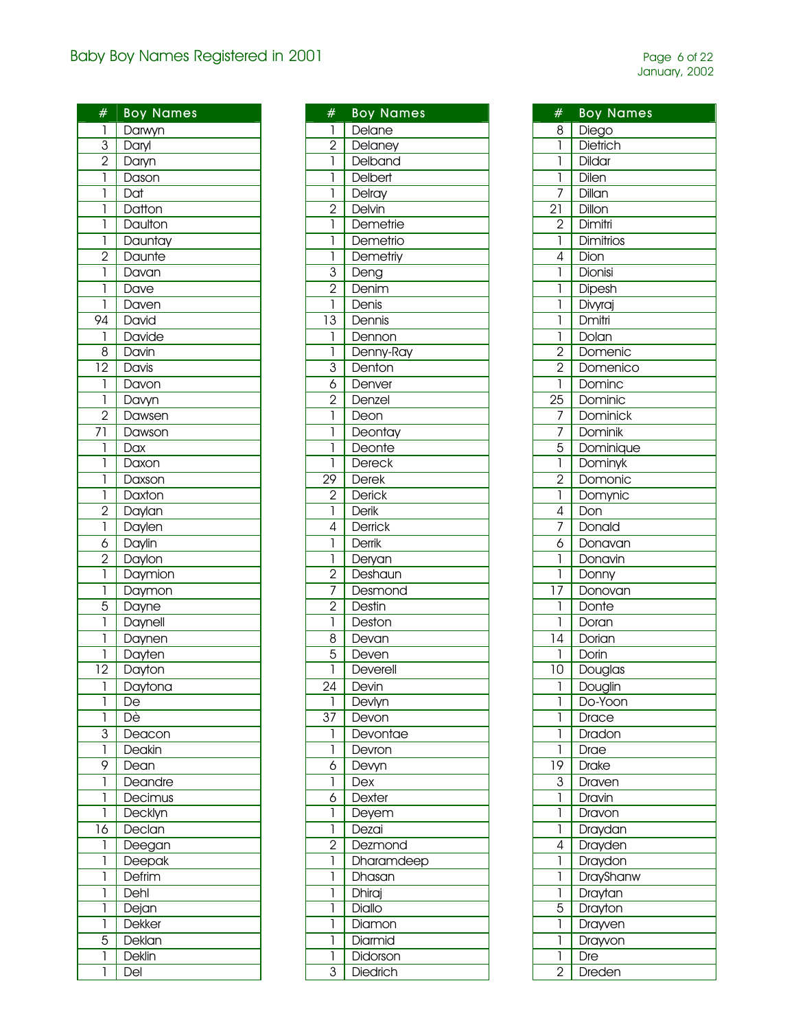# Baby Boy Names Registered in 2001

| # | Boy Names |
|---|---|
| 1 | Darwyn |
| 3 | Daryl |
| 2 | Daryn |
| 1 | Dason |
| 1 | Dat |
| 1 | Datton |
| 1 | Daulton |
| 1 | Dauntay |
| 2 | Daunte |
| 1 | Davan |
| 1 | Dave |
| 1 | Daven |
| 94 | David |
| 1 | Davide |
| 8 | Davin |
| 12 | Davis |
| 1 | Davon |
| 1 | Davyn |
| 2 | Dawsen |
| 71 | Dawson |
| 1 | Dax |
| 1 | Daxon |
| 1 | Daxson |
| 1 | Daxton |
| 2 | Daylan |
| 1 | Daylen |
| 6 | Daylin |
| 2 | Daylon |
| 1 | Daymion |
| 1 | Daymon |
| 5 | Dayne |
| 1 | Daynell |
| 1 | Daynen |
| 1 | Dayten |
| 12 | Dayton |
| 1 | Daytona |
| 1 | De |
| 1 | Dè |
| 3 | Deacon |
| 1 | Deakin |
| 9 | Dean |
| 1 | Deandre |
| 1 | Decimus |
| 1 | Decklyn |
| 16 | Declan |
| 1 | Deegan |
| 1 | Deepak |
| 1 | Defrim |
| 1 | Dehl |
| 1 | Dejan |
| 1 | Dekker |
| 5 | Deklan |
| 1 | Deklin |
| 1 | Del |
| 1 | Delane |
| 2 | Delaney |
| 1 | Delband |
| 1 | Delbert |
| 1 | Delray |
| 2 | Delvin |
| 1 | Demetrie |
| 1 | Demetrio |
| 1 | Demetriy |
| 3 | Deng |
| 2 | Denim |
| 1 | Denis |
| 13 | Dennis |
| 1 | Dennon |
| 1 | Denny-Ray |
| 3 | Denton |
| 6 | Denver |
| 2 | Denzel |
| 1 | Deon |
| 1 | Deontay |
| 1 | Deonte |
| 1 | Dereck |
| 29 | Derek |
| 2 | Derick |
| 1 | Derik |
| 4 | Derrick |
| 1 | Derrik |
| 1 | Deryan |
| 2 | Deshaun |
| 7 | Desmond |
| 2 | Destin |
| 1 | Deston |
| 8 | Devan |
| 5 | Deven |
| 1 | Deverell |
| 24 | Devin |
| 1 | Devlyn |
| 37 | Devon |
| 1 | Devontae |
| 1 | Devron |
| 6 | Devyn |
| 1 | Dex |
| 6 | Dexter |
| 1 | Deyem |
| 1 | Dezai |
| 2 | Dezmond |
| 1 | Dharamdeep |
| 1 | Dhasan |
| 1 | Dhiraj |
| 1 | Diallo |
| 1 | Diamon |
| 1 | Diarmid |
| 1 | Didorson |
| 3 | Diedrich |
| 8 | Diego |
| 1 | Dietrich |
| 1 | Dildar |
| 1 | Dilen |
| 7 | Dillan |
| 21 | Dillon |
| 2 | Dimitri |
| 1 | Dimitrios |
| 4 | Dion |
| 1 | Dionisi |
| 1 | Dipesh |
| 1 | Divyraj |
| 1 | Dmitri |
| 1 | Dolan |
| 2 | Domenic |
| 2 | Domenico |
| 1 | Dominc |
| 25 | Dominic |
| 7 | Dominick |
| 7 | Dominik |
| 5 | Dominique |
| 1 | Dominyk |
| 2 | Domonic |
| 1 | Domynic |
| 4 | Don |
| 7 | Donald |
| 6 | Donavan |
| 1 | Donavin |
| 1 | Donny |
| 17 | Donovan |
| 1 | Donte |
| 1 | Doran |
| 14 | Dorian |
| 1 | Dorin |
| 10 | Douglas |
| 1 | Douglin |
| 1 | Do-Yoon |
| 1 | Drace |
| 1 | Dradon |
| 1 | Drae |
| 19 | Drake |
| 3 | Draven |
| 1 | Dravin |
| 1 | Dravon |
| 1 | Draydan |
| 4 | Drayden |
| 1 | Draydon |
| 1 | DrayShanw |
| 1 | Draytan |
| 5 | Drayton |
| 1 | Drayven |
| 1 | Drayvon |
| 1 | Dre |
| 2 | Dreden |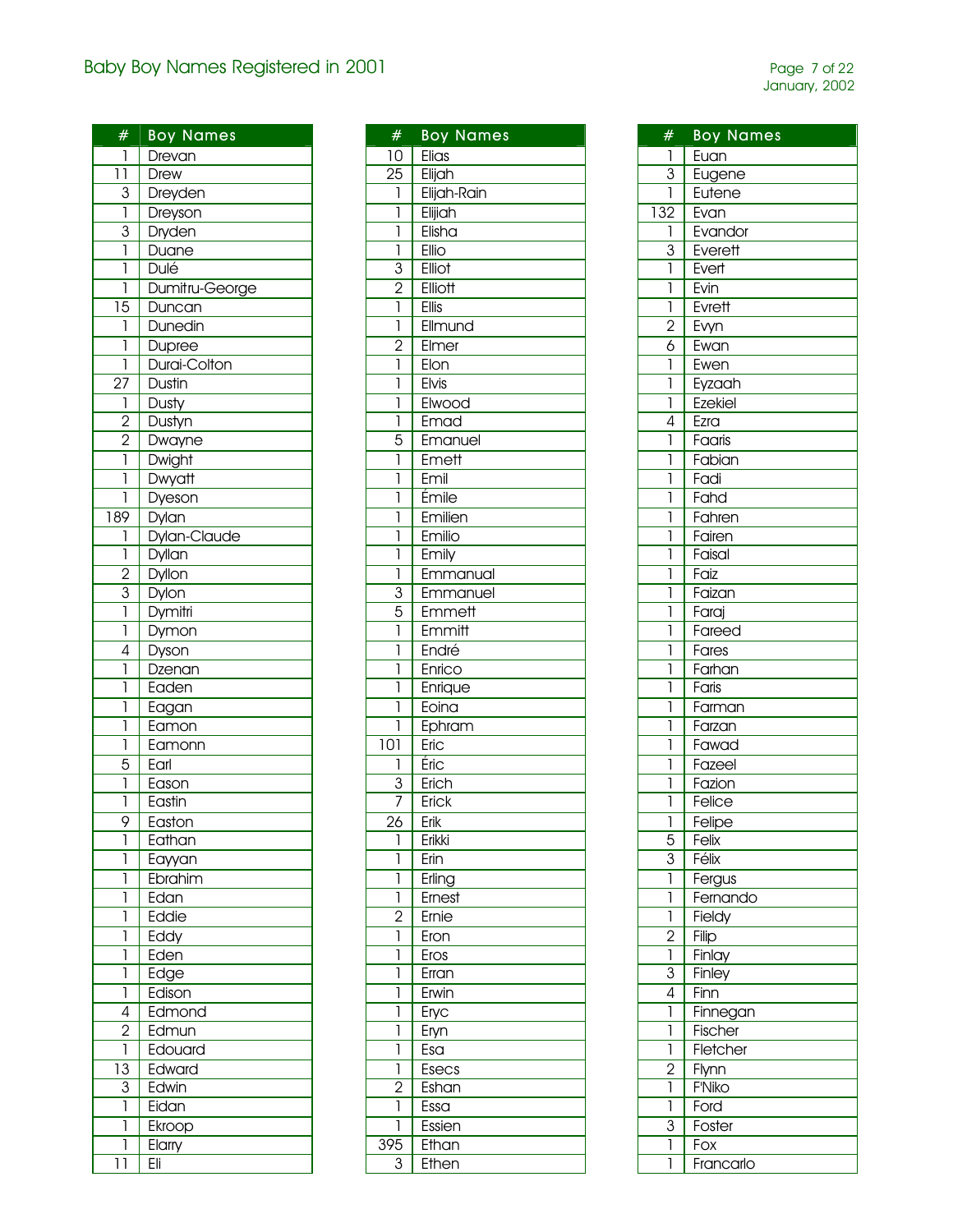# Baby Boy Names Registered in 2001

| # | Boy Names |
|---|---|
| 1 | Drevan |
| 11 | Drew |
| 3 | Dreyden |
| 1 | Dreyson |
| 3 | Dryden |
| 1 | Duane |
| 1 | Dulé |
| 1 | Dumitru-George |
| 15 | Duncan |
| 1 | Dunedin |
| 1 | Dupree |
| 1 | Durai-Colton |
| 27 | Dustin |
| 1 | Dusty |
| 2 | Dustyn |
| 2 | Dwayne |
| 1 | Dwight |
| 1 | Dwyatt |
| 1 | Dyeson |
| 189 | Dylan |
| 1 | Dylan-Claude |
| 1 | Dyllan |
| 2 | Dyllon |
| 3 | Dylon |
| 1 | Dymitri |
| 1 | Dymon |
| 4 | Dyson |
| 1 | Dzenan |
| 1 | Eaden |
| 1 | Eagan |
| 1 | Eamon |
| 1 | Eamonn |
| 5 | Earl |
| 1 | Eason |
| 1 | Eastin |
| 9 | Easton |
| 1 | Eathan |
| 1 | Eayyan |
| 1 | Ebrahim |
| 1 | Edan |
| 1 | Eddie |
| 1 | Eddy |
| 1 | Eden |
| 1 | Edge |
| 1 | Edison |
| 4 | Edmond |
| 2 | Edmun |
| 1 | Edouard |
| 13 | Edward |
| 3 | Edwin |
| 1 | Eidan |
| 1 | Ekroop |
| 1 | Elarry |
| 11 | Eli |
| 10 | Elias |
| 25 | Elijah |
| 1 | Elijah-Rain |
| 1 | Elijiah |
| 1 | Elisha |
| 1 | Ellio |
| 3 | Elliot |
| 2 | Elliott |
| 1 | Ellis |
| 1 | Ellmund |
| 2 | Elmer |
| 1 | Elon |
| 1 | Elvis |
| 1 | Elwood |
| 1 | Emad |
| 5 | Emanuel |
| 1 | Emett |
| 1 | Emil |
| 1 | Émile |
| 1 | Emilien |
| 1 | Emilio |
| 1 | Emily |
| 1 | Emmanual |
| 3 | Emmanuel |
| 5 | Emmett |
| 1 | Emmitt |
| 1 | Endré |
| 1 | Enrico |
| 1 | Enrique |
| 1 | Eoina |
| 1 | Ephram |
| 101 | Eric |
| 1 | Éric |
| 3 | Erich |
| 7 | Erick |
| 26 | Erik |
| 1 | Erikki |
| 1 | Erin |
| 1 | Erling |
| 1 | Ernest |
| 2 | Ernie |
| 1 | Eron |
| 1 | Eros |
| 1 | Erran |
| 1 | Erwin |
| 1 | Eryc |
| 1 | Eryn |
| 1 | Esa |
| 1 | Esecs |
| 2 | Eshan |
| 1 | Essa |
| 1 | Essien |
| 395 | Ethan |
| 3 | Ethen |
| 1 | Euan |
| 3 | Eugene |
| 1 | Eutene |
| 132 | Evan |
| 1 | Evandor |
| 3 | Everett |
| 1 | Evert |
| 1 | Evin |
| 1 | Evrett |
| 2 | Evyn |
| 6 | Ewan |
| 1 | Ewen |
| 1 | Eyzaah |
| 1 | Ezekiel |
| 4 | Ezra |
| 1 | Faaris |
| 1 | Fabian |
| 1 | Fadi |
| 1 | Fahd |
| 1 | Fahren |
| 1 | Fairen |
| 1 | Faisal |
| 1 | Faiz |
| 1 | Faizan |
| 1 | Faraj |
| 1 | Fareed |
| 1 | Fares |
| 1 | Farhan |
| 1 | Faris |
| 1 | Farman |
| 1 | Farzan |
| 1 | Fawad |
| 1 | Fazeel |
| 1 | Fazion |
| 1 | Felice |
| 1 | Felipe |
| 5 | Felix |
| 3 | Félix |
| 1 | Fergus |
| 1 | Fernando |
| 1 | Fieldy |
| 2 | Filip |
| 1 | Finlay |
| 3 | Finley |
| 4 | Finn |
| 1 | Finnegan |
| 1 | Fischer |
| 1 | Fletcher |
| 2 | Flynn |
| 1 | F'Niko |
| 1 | Ford |
| 3 | Foster |
| 1 | Fox |
| 1 | Francarlo |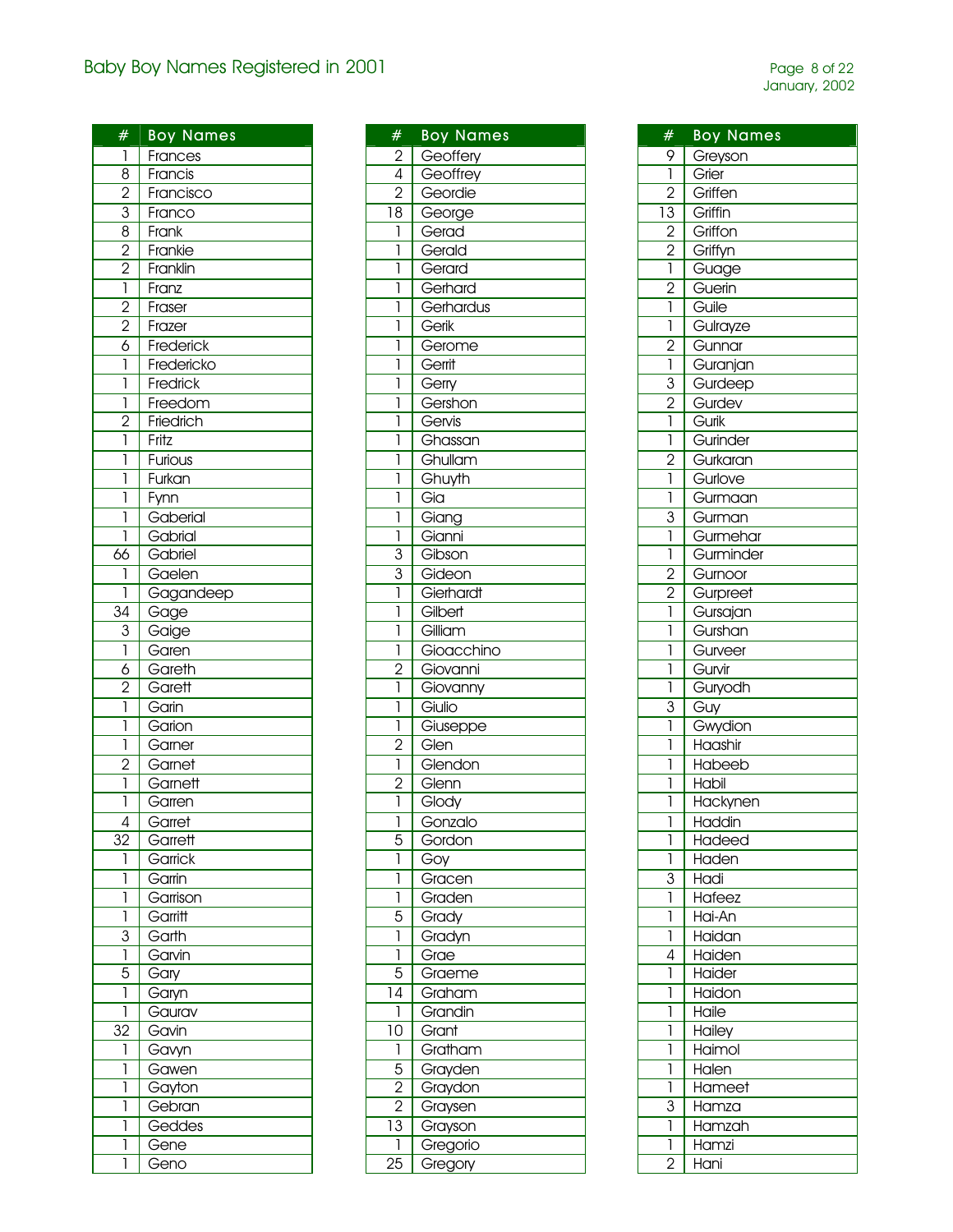## Baby Boy Names Registered in 2001

| # | Boy Names |
|---|---|
| 1 | Frances |
| 8 | Francis |
| 2 | Francisco |
| 3 | Franco |
| 8 | Frank |
| 2 | Frankie |
| 2 | Franklin |
| 1 | Franz |
| 2 | Fraser |
| 2 | Frazer |
| 6 | Frederick |
| 1 | Fredericko |
| 1 | Fredrick |
| 1 | Freedom |
| 2 | Friedrich |
| 1 | Fritz |
| 1 | Furious |
| 1 | Furkan |
| 1 | Fynn |
| 1 | Gaberial |
| 1 | Gabrial |
| 66 | Gabriel |
| 1 | Gaelen |
| 1 | Gagandeep |
| 34 | Gage |
| 3 | Gaige |
| 1 | Garen |
| 6 | Gareth |
| 2 | Garett |
| 1 | Garin |
| 1 | Garion |
| 1 | Garner |
| 2 | Garnet |
| 1 | Garnett |
| 1 | Garren |
| 4 | Garret |
| 32 | Garrett |
| 1 | Garrick |
| 1 | Garrin |
| 1 | Garrison |
| 1 | Garritt |
| 3 | Garth |
| 1 | Garvin |
| 5 | Gary |
| 1 | Garyn |
| 1 | Gaurav |
| 32 | Gavin |
| 1 | Gavyn |
| 1 | Gawen |
| 1 | Gayton |
| 1 | Gebran |
| 1 | Geddes |
| 1 | Gene |
| 1 | Geno |
| 2 | Geoffery |
| 4 | Geoffrey |
| 2 | Geordie |
| 18 | George |
| 1 | Gerad |
| 1 | Gerald |
| 1 | Gerard |
| 1 | Gerhard |
| 1 | Gerhardus |
| 1 | Gerik |
| 1 | Gerome |
| 1 | Gerrit |
| 1 | Gerry |
| 1 | Gershon |
| 1 | Gervis |
| 1 | Ghassan |
| 1 | Ghullam |
| 1 | Ghuyth |
| 1 | Gia |
| 1 | Giang |
| 1 | Gianni |
| 3 | Gibson |
| 3 | Gideon |
| 1 | Gierhardt |
| 1 | Gilbert |
| 1 | Gilliam |
| 1 | Gioacchino |
| 2 | Giovanni |
| 1 | Giovanny |
| 1 | Giulio |
| 1 | Giuseppe |
| 2 | Glen |
| 1 | Glendon |
| 2 | Glenn |
| 1 | Glody |
| 1 | Gonzalo |
| 5 | Gordon |
| 1 | Goy |
| 1 | Gracen |
| 1 | Graden |
| 5 | Grady |
| 1 | Gradyn |
| 1 | Grae |
| 5 | Graeme |
| 14 | Graham |
| 1 | Grandin |
| 10 | Grant |
| 1 | Gratham |
| 5 | Grayden |
| 2 | Graydon |
| 2 | Graysen |
| 13 | Grayson |
| 1 | Gregorio |
| 25 | Gregory |
| 9 | Greyson |
| 1 | Grier |
| 2 | Griffen |
| 13 | Griffin |
| 2 | Griffon |
| 2 | Griffyn |
| 1 | Guage |
| 2 | Guerin |
| 1 | Guile |
| 1 | Gulrayze |
| 2 | Gunnar |
| 1 | Guranjan |
| 3 | Gurdeep |
| 2 | Gurdev |
| 1 | Gurik |
| 1 | Gurinder |
| 2 | Gurkaran |
| 1 | Gurlove |
| 1 | Gurmaan |
| 3 | Gurman |
| 1 | Gurmehar |
| 1 | Gurminder |
| 2 | Gurnoor |
| 2 | Gurpreet |
| 1 | Gursajan |
| 1 | Gurshan |
| 1 | Gurveer |
| 1 | Gurvir |
| 1 | Guryodh |
| 3 | Guy |
| 1 | Gwydion |
| 1 | Haashir |
| 1 | Habeeb |
| 1 | Habil |
| 1 | Hackynen |
| 1 | Haddin |
| 1 | Hadeed |
| 1 | Haden |
| 3 | Hadi |
| 1 | Hafeez |
| 1 | Hai-An |
| 1 | Haidan |
| 4 | Haiden |
| 1 | Haider |
| 1 | Haidon |
| 1 | Haile |
| 1 | Hailey |
| 1 | Haimol |
| 1 | Halen |
| 1 | Hameet |
| 3 | Hamza |
| 1 | Hamzah |
| 1 | Hamzi |
| 2 | Hani |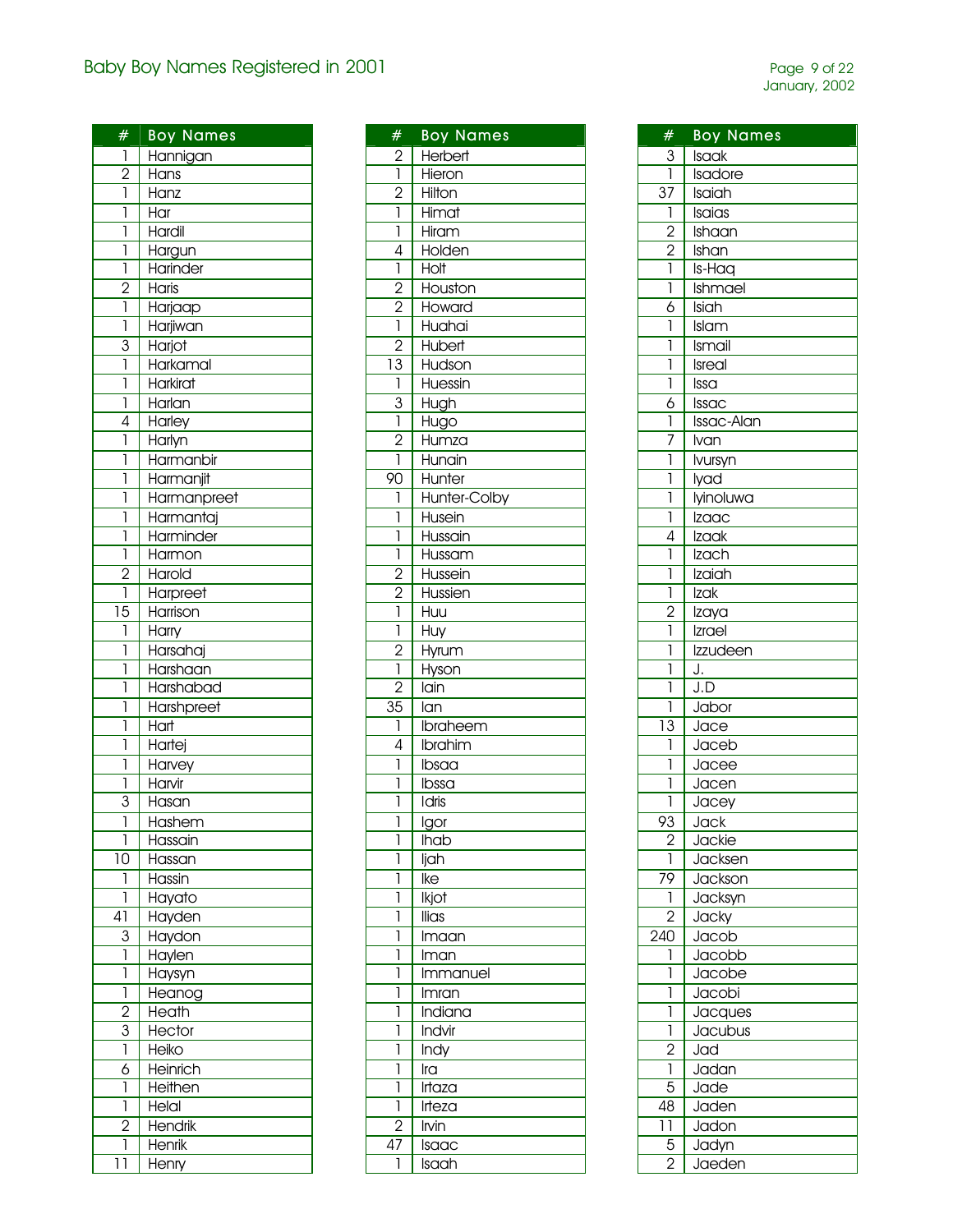# Baby Boy Names Registered in 2001

| # | Boy Names |
|---|---|
| 1 | Hannigan |
| 2 | Hans |
| 1 | Hanz |
| 1 | Har |
| 1 | Hardil |
| 1 | Hargun |
| 1 | Harinder |
| 2 | Haris |
| 1 | Harjaap |
| 1 | Harjiwan |
| 3 | Harjot |
| 1 | Harkamal |
| 1 | Harkirat |
| 1 | Harlan |
| 4 | Harley |
| 1 | Harlyn |
| 1 | Harmanbir |
| 1 | Harmanjit |
| 1 | Harmanpreet |
| 1 | Harmantaj |
| 1 | Harminder |
| 1 | Harmon |
| 2 | Harold |
| 1 | Harpreet |
| 15 | Harrison |
| 1 | Harry |
| 1 | Harsahaj |
| 1 | Harshaan |
| 1 | Harshabad |
| 1 | Harshpreet |
| 1 | Hart |
| 1 | Hartej |
| 1 | Harvey |
| 1 | Harvir |
| 3 | Hasan |
| 1 | Hashem |
| 1 | Hassain |
| 10 | Hassan |
| 1 | Hassin |
| 1 | Hayato |
| 41 | Hayden |
| 3 | Haydon |
| 1 | Haylen |
| 1 | Haysyn |
| 1 | Heanog |
| 2 | Heath |
| 3 | Hector |
| 1 | Heiko |
| 6 | Heinrich |
| 1 | Heithen |
| 1 | Helal |
| 2 | Hendrik |
| 1 | Henrik |
| 11 | Henry |

| # | Boy Names |
|---|---|
| 2 | Herbert |
| 1 | Hieron |
| 2 | Hilton |
| 1 | Himat |
| 1 | Hiram |
| 4 | Holden |
| 1 | Holt |
| 2 | Houston |
| 2 | Howard |
| 1 | Huahai |
| 2 | Hubert |
| 13 | Hudson |
| 1 | Huessin |
| 3 | Hugh |
| 1 | Hugo |
| 2 | Humza |
| 1 | Hunain |
| 90 | Hunter |
| 1 | Hunter-Colby |
| 1 | Husein |
| 1 | Hussain |
| 1 | Hussam |
| 2 | Hussein |
| 2 | Hussien |
| 1 | Huu |
| 1 | Huy |
| 2 | Hyrum |
| 1 | Hyson |
| 2 | Iain |
| 35 | Ian |
| 1 | Ibraheem |
| 4 | Ibrahim |
| 1 | Ibsaa |
| 1 | Ibssa |
| 1 | Idris |
| 1 | Igor |
| 1 | Ihab |
| 1 | Ijah |
| 1 | Ike |
| 1 | Ikjot |
| 1 | Ilias |
| 1 | Imaan |
| 1 | Iman |
| 1 | Immanuel |
| 1 | Imran |
| 1 | Indiana |
| 1 | Indvir |
| 1 | Indy |
| 1 | Ira |
| 1 | Irtaza |
| 1 | Irteza |
| 2 | Irvin |
| 47 | Isaac |
| 1 | Isaah |

| # | Boy Names |
|---|---|
| 3 | Isaak |
| 1 | Isadore |
| 37 | Isaiah |
| 1 | Isaias |
| 2 | Ishaan |
| 2 | Ishan |
| 1 | Is-Haq |
| 1 | Ishmael |
| 6 | Isiah |
| 1 | Islam |
| 1 | Ismail |
| 1 | Isreal |
| 1 | Issa |
| 6 | Issac |
| 1 | Issac-Alan |
| 7 | Ivan |
| 1 | Ivursyn |
| 1 | Iyad |
| 1 | Iyinoluwa |
| 1 | Izaac |
| 4 | Izaak |
| 1 | Izach |
| 1 | Izaiah |
| 1 | Izak |
| 2 | Izaya |
| 1 | Izrael |
| 1 | Izzudeen |
| 1 | J. |
| 1 | J.D |
| 1 | Jabor |
| 13 | Jace |
| 1 | Jaceb |
| 1 | Jacee |
| 1 | Jacen |
| 1 | Jacey |
| 93 | Jack |
| 2 | Jackie |
| 1 | Jacksen |
| 79 | Jackson |
| 1 | Jacksyn |
| 2 | Jacky |
| 240 | Jacob |
| 1 | Jacobb |
| 1 | Jacobe |
| 1 | Jacobi |
| 1 | Jacques |
| 1 | Jacubus |
| 2 | Jad |
| 1 | Jadan |
| 5 | Jade |
| 48 | Jaden |
| 11 | Jadon |
| 5 | Jadyn |
| 2 | Jaeden |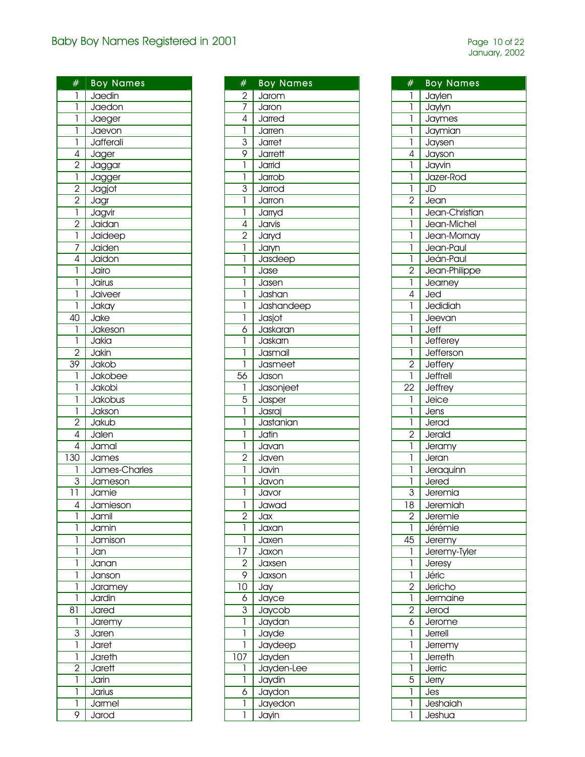# Baby Boy Names Registered in 2001

| # | Boy Names |
|---|---|
| 1 | Jaedin |
| 1 | Jaedon |
| 1 | Jaeger |
| 1 | Jaevon |
| 1 | Jafferali |
| 4 | Jager |
| 2 | Jaggar |
| 1 | Jagger |
| 2 | Jagjot |
| 2 | Jagr |
| 1 | Jagvir |
| 2 | Jaidan |
| 1 | Jaideep |
| 7 | Jaiden |
| 4 | Jaidon |
| 1 | Jairo |
| 1 | Jairus |
| 1 | Jaiveer |
| 1 | Jakay |
| 40 | Jake |
| 1 | Jakeson |
| 1 | Jakia |
| 2 | Jakin |
| 39 | Jakob |
| 1 | Jakobee |
| 1 | Jakobi |
| 1 | Jakobus |
| 1 | Jakson |
| 2 | Jakub |
| 4 | Jalen |
| 4 | Jamal |
| 130 | James |
| 1 | James-Charles |
| 3 | Jameson |
| 11 | Jamie |
| 4 | Jamieson |
| 1 | Jamil |
| 1 | Jamin |
| 1 | Jamison |
| 1 | Jan |
| 1 | Janan |
| 1 | Janson |
| 1 | Jaramey |
| 1 | Jardin |
| 81 | Jared |
| 1 | Jaremy |
| 3 | Jaren |
| 1 | Jaret |
| 1 | Jareth |
| 2 | Jarett |
| 1 | Jarin |
| 1 | Jarius |
| 1 | Jarmel |
| 9 | Jarod |

| # | Boy Names |
|---|---|
| 2 | Jarom |
| 7 | Jaron |
| 4 | Jarred |
| 1 | Jarren |
| 3 | Jarret |
| 9 | Jarrett |
| 1 | Jarrid |
| 1 | Jarrob |
| 3 | Jarrod |
| 1 | Jarron |
| 1 | Jarryd |
| 4 | Jarvis |
| 2 | Jaryd |
| 1 | Jaryn |
| 1 | Jasdeep |
| 1 | Jase |
| 1 | Jasen |
| 1 | Jashan |
| 1 | Jashandeep |
| 1 | Jasjot |
| 6 | Jaskaran |
| 1 | Jaskarn |
| 1 | Jasmail |
| 1 | Jasmeet |
| 56 | Jason |
| 1 | Jasonjeet |
| 5 | Jasper |
| 1 | Jasraj |
| 1 | Jastanian |
| 1 | Jatin |
| 1 | Javan |
| 2 | Javen |
| 1 | Javin |
| 1 | Javon |
| 1 | Javor |
| 1 | Jawad |
| 2 | Jax |
| 1 | Jaxan |
| 1 | Jaxen |
| 17 | Jaxon |
| 2 | Jaxsen |
| 9 | Jaxson |
| 10 | Jay |
| 6 | Jayce |
| 3 | Jaycob |
| 1 | Jaydan |
| 1 | Jayde |
| 1 | Jaydeep |
| 107 | Jayden |
| 1 | Jayden-Lee |
| 1 | Jaydin |
| 6 | Jaydon |
| 1 | Jayedon |
| 1 | Jayin |

| # | Boy Names |
|---|---|
| 1 | Jaylen |
| 1 | Jaylyn |
| 1 | Jaymes |
| 1 | Jaymian |
| 1 | Jaysen |
| 4 | Jayson |
| 1 | Jayvin |
| 1 | Jazer-Rod |
| 1 | JD |
| 2 | Jean |
| 1 | Jean-Christian |
| 1 | Jean-Michel |
| 1 | Jean-Mornay |
| 1 | Jean-Paul |
| 1 | Jeán-Paul |
| 2 | Jean-Philippe |
| 1 | Jearney |
| 4 | Jed |
| 1 | Jedidiah |
| 1 | Jeevan |
| 1 | Jeff |
| 1 | Jefferey |
| 1 | Jefferson |
| 2 | Jeffery |
| 1 | Jeffrell |
| 22 | Jeffrey |
| 1 | Jeice |
| 1 | Jens |
| 1 | Jerad |
| 2 | Jerald |
| 1 | Jeramy |
| 1 | Jeran |
| 1 | Jeraquinn |
| 1 | Jered |
| 3 | Jeremia |
| 18 | Jeremiah |
| 2 | Jeremie |
| 1 | Jérémie |
| 45 | Jeremy |
| 1 | Jeremy-Tyler |
| 1 | Jeresy |
| 1 | Jéric |
| 2 | Jericho |
| 1 | Jermaine |
| 2 | Jerod |
| 6 | Jerome |
| 1 | Jerrell |
| 1 | Jerremy |
| 1 | Jerreth |
| 1 | Jerric |
| 5 | Jerry |
| 1 | Jes |
| 1 | Jeshaiah |
| 1 | Jeshua |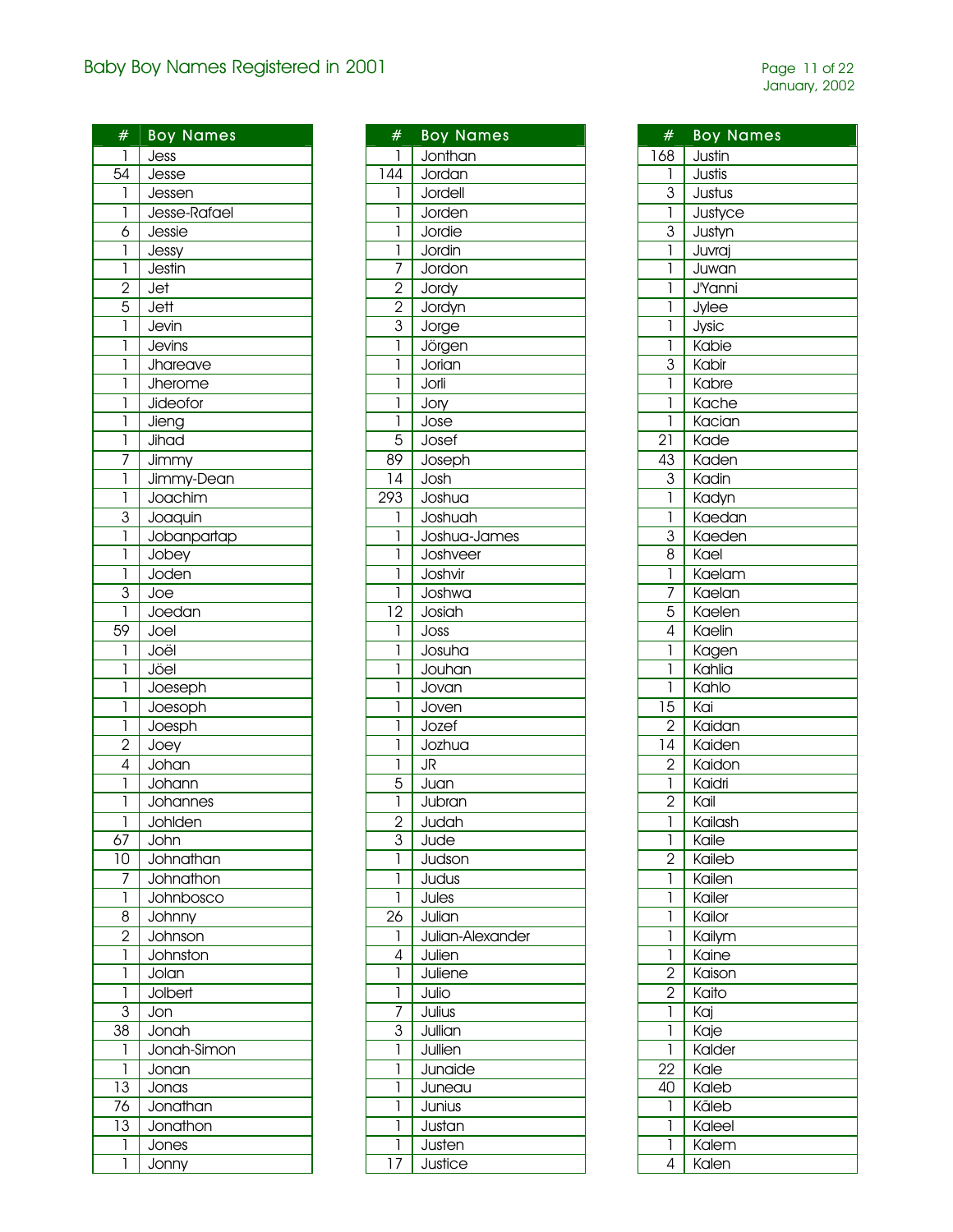# Baby Boy Names Registered in 2001

| # | Boy Names |
|---|---|
| 1 | Jess |
| 54 | Jesse |
| 1 | Jessen |
| 1 | Jesse-Rafael |
| 6 | Jessie |
| 1 | Jessy |
| 1 | Jestin |
| 2 | Jet |
| 5 | Jett |
| 1 | Jevin |
| 1 | Jevins |
| 1 | Jhareave |
| 1 | Jherome |
| 1 | Jideofor |
| 1 | Jieng |
| 1 | Jihad |
| 7 | Jimmy |
| 1 | Jimmy-Dean |
| 1 | Joachim |
| 3 | Joaquin |
| 1 | Jobanpartap |
| 1 | Jobey |
| 1 | Joden |
| 3 | Joe |
| 1 | Joedan |
| 59 | Joel |
| 1 | Joël |
| 1 | Jöel |
| 1 | Joeseph |
| 1 | Joesoph |
| 1 | Joesph |
| 2 | Joey |
| 4 | Johan |
| 1 | Johann |
| 1 | Johannes |
| 1 | Johlden |
| 67 | John |
| 10 | Johnathan |
| 7 | Johnathon |
| 1 | Johnbosco |
| 8 | Johnny |
| 2 | Johnson |
| 1 | Johnston |
| 1 | Jolan |
| 1 | Jolbert |
| 3 | Jon |
| 38 | Jonah |
| 1 | Jonah-Simon |
| 1 | Jonan |
| 13 | Jonas |
| 76 | Jonathan |
| 13 | Jonathon |
| 1 | Jones |
| 1 | Jonny |
| 1 | Jonthan |
| 144 | Jordan |
| 1 | Jordell |
| 1 | Jorden |
| 1 | Jordie |
| 1 | Jordin |
| 7 | Jordon |
| 2 | Jordy |
| 2 | Jordyn |
| 3 | Jorge |
| 1 | Jörgen |
| 1 | Jorian |
| 1 | Jorli |
| 1 | Jory |
| 1 | Jose |
| 5 | Josef |
| 89 | Joseph |
| 14 | Josh |
| 293 | Joshua |
| 1 | Joshuah |
| 1 | Joshua-James |
| 1 | Joshveer |
| 1 | Joshvir |
| 1 | Joshwa |
| 12 | Josiah |
| 1 | Joss |
| 1 | Josuha |
| 1 | Jouhan |
| 1 | Jovan |
| 1 | Joven |
| 1 | Jozef |
| 1 | Jozhua |
| 1 | JR |
| 5 | Juan |
| 1 | Jubran |
| 2 | Judah |
| 3 | Jude |
| 1 | Judson |
| 1 | Judus |
| 1 | Jules |
| 26 | Julian |
| 1 | Julian-Alexander |
| 4 | Julien |
| 1 | Juliene |
| 1 | Julio |
| 7 | Julius |
| 3 | Jullian |
| 1 | Jullien |
| 1 | Junaide |
| 1 | Juneau |
| 1 | Junius |
| 1 | Justan |
| 1 | Justen |
| 17 | Justice |
| 168 | Justin |
| 1 | Justis |
| 3 | Justus |
| 1 | Justyce |
| 3 | Justyn |
| 1 | Juvraj |
| 1 | Juwan |
| 1 | J'Yanni |
| 1 | Jylee |
| 1 | Jysic |
| 1 | Kabie |
| 3 | Kabir |
| 1 | Kabre |
| 1 | Kache |
| 1 | Kacian |
| 21 | Kade |
| 43 | Kaden |
| 3 | Kadin |
| 1 | Kadyn |
| 1 | Kaedan |
| 3 | Kaeden |
| 8 | Kael |
| 1 | Kaelam |
| 7 | Kaelan |
| 5 | Kaelen |
| 4 | Kaelin |
| 1 | Kagen |
| 1 | Kahlia |
| 1 | Kahlo |
| 15 | Kai |
| 2 | Kaidan |
| 14 | Kaiden |
| 2 | Kaidon |
| 1 | Kaidri |
| 2 | Kail |
| 1 | Kailash |
| 1 | Kaile |
| 2 | Kaileb |
| 1 | Kailen |
| 1 | Kailer |
| 1 | Kailor |
| 1 | Kailym |
| 1 | Kaine |
| 2 | Kaison |
| 2 | Kaito |
| 1 | Kaj |
| 1 | Kaje |
| 1 | Kalder |
| 22 | Kale |
| 40 | Kaleb |
| 1 | Kāleb |
| 1 | Kaleel |
| 1 | Kalem |
| 4 | Kalen |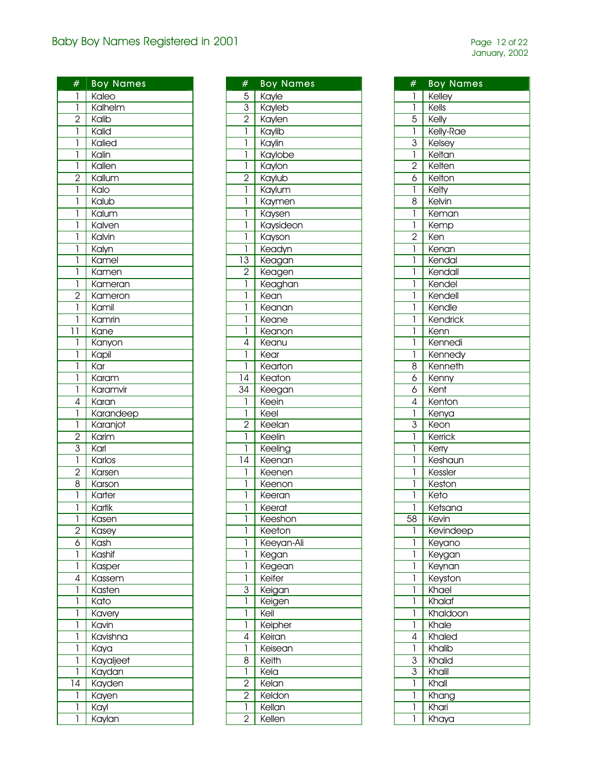## Baby Boy Names Registered in 2001

| # | Boy Names |
|---|---|
| 1 | Kaleo |
| 1 | Kalhelm |
| 2 | Kalib |
| 1 | Kalid |
| 1 | Kalied |
| 1 | Kalin |
| 1 | Kallen |
| 2 | Kallum |
| 1 | Kalo |
| 1 | Kalub |
| 1 | Kalum |
| 1 | Kalven |
| 1 | Kalvin |
| 1 | Kalyn |
| 1 | Kamel |
| 1 | Kamen |
| 1 | Kameran |
| 2 | Kameron |
| 1 | Kamil |
| 1 | Kamrin |
| 11 | Kane |
| 1 | Kanyon |
| 1 | Kapil |
| 1 | Kar |
| 1 | Karam |
| 1 | Karamvir |
| 4 | Karan |
| 1 | Karandeep |
| 1 | Karanjot |
| 2 | Karim |
| 3 | Karl |
| 1 | Karlos |
| 2 | Karsen |
| 8 | Karson |
| 1 | Karter |
| 1 | Kartik |
| 1 | Kasen |
| 2 | Kasey |
| 6 | Kash |
| 1 | Kashif |
| 1 | Kasper |
| 4 | Kassem |
| 1 | Kasten |
| 1 | Kato |
| 1 | Kavery |
| 1 | Kavin |
| 1 | Kavishna |
| 1 | Kaya |
| 1 | Kayaljeet |
| 1 | Kaydan |
| 14 | Kayden |
| 1 | Kayen |
| 1 | Kayl |
| 1 | Kaylan |
| 5 | Kayle |
| 3 | Kayleb |
| 2 | Kaylen |
| 1 | Kaylib |
| 1 | Kaylin |
| 1 | Kaylobe |
| 1 | Kaylon |
| 2 | Kaylub |
| 1 | Kaylum |
| 1 | Kaymen |
| 1 | Kaysen |
| 1 | Kaysideon |
| 1 | Kayson |
| 1 | Keadyn |
| 13 | Keagan |
| 2 | Keagen |
| 1 | Keaghan |
| 1 | Kean |
| 1 | Keanan |
| 1 | Keane |
| 1 | Keanon |
| 4 | Keanu |
| 1 | Kear |
| 1 | Kearton |
| 14 | Keaton |
| 34 | Keegan |
| 1 | Keein |
| 1 | Keel |
| 2 | Keelan |
| 1 | Keelin |
| 1 | Keeling |
| 14 | Keenan |
| 1 | Keenen |
| 1 | Keenon |
| 1 | Keeran |
| 1 | Keerat |
| 1 | Keeshon |
| 1 | Keeton |
| 1 | Keeyan-Ali |
| 1 | Kegan |
| 1 | Kegean |
| 1 | Keifer |
| 3 | Keigan |
| 1 | Keigen |
| 1 | Keil |
| 1 | Keipher |
| 4 | Keiran |
| 1 | Keisean |
| 8 | Keith |
| 1 | Kela |
| 2 | Kelan |
| 2 | Keldon |
| 1 | Kellan |
| 2 | Kellen |
| 1 | Kelley |
| 1 | Kells |
| 5 | Kelly |
| 1 | Kelly-Rae |
| 3 | Kelsey |
| 1 | Keltan |
| 2 | Kelten |
| 6 | Kelton |
| 1 | Kelty |
| 8 | Kelvin |
| 1 | Keman |
| 1 | Kemp |
| 2 | Ken |
| 1 | Kenan |
| 1 | Kendal |
| 1 | Kendall |
| 1 | Kendel |
| 1 | Kendell |
| 1 | Kendle |
| 1 | Kendrick |
| 1 | Kenn |
| 1 | Kennedi |
| 1 | Kennedy |
| 8 | Kenneth |
| 6 | Kenny |
| 6 | Kent |
| 4 | Kenton |
| 1 | Kenya |
| 3 | Keon |
| 1 | Kerrick |
| 1 | Kerry |
| 1 | Keshaun |
| 1 | Kessler |
| 1 | Keston |
| 1 | Keto |
| 1 | Ketsana |
| 58 | Kevin |
| 1 | Kevindeep |
| 1 | Keyano |
| 1 | Keygan |
| 1 | Keynan |
| 1 | Keyston |
| 1 | Khael |
| 1 | Khalaf |
| 1 | Khaldoon |
| 1 | Khale |
| 4 | Khaled |
| 1 | Khalib |
| 3 | Khalid |
| 3 | Khalil |
| 1 | Khall |
| 1 | Khang |
| 1 | Khari |
| 1 | Khaya |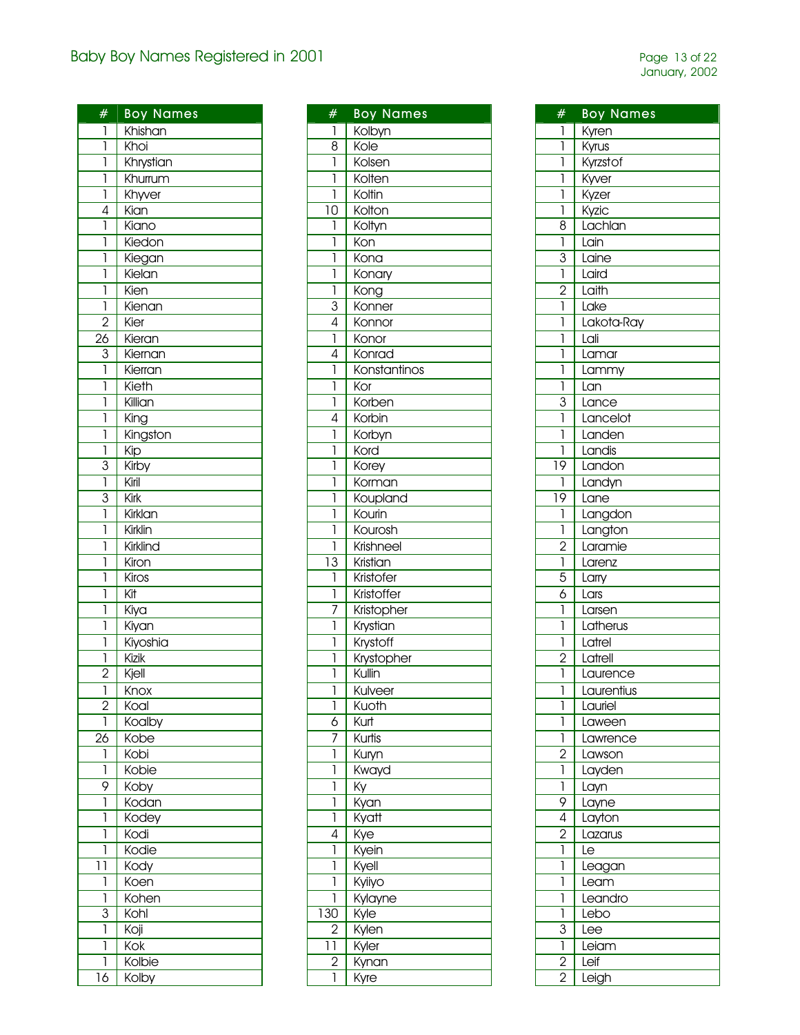# Baby Boy Names Registered in 2001

| # | Boy Names |
|---|---|
| 1 | Khishan |
| 1 | Khoi |
| 1 | Khrystian |
| 1 | Khurrum |
| 1 | Khyver |
| 4 | Kian |
| 1 | Kiano |
| 1 | Kiedon |
| 1 | Kiegan |
| 1 | Kielan |
| 1 | Kien |
| 1 | Kienan |
| 2 | Kier |
| 26 | Kieran |
| 3 | Kiernan |
| 1 | Kierran |
| 1 | Kieth |
| 1 | Killian |
| 1 | King |
| 1 | Kingston |
| 1 | Kip |
| 3 | Kirby |
| 1 | Kiril |
| 3 | Kirk |
| 1 | Kirklan |
| 1 | Kirklin |
| 1 | Kirklind |
| 1 | Kiron |
| 1 | Kiros |
| 1 | Kit |
| 1 | Kiya |
| 1 | Kiyan |
| 1 | Kiyoshia |
| 1 | Kizik |
| 2 | Kjell |
| 1 | Knox |
| 2 | Koal |
| 1 | Koalby |
| 26 | Kobe |
| 1 | Kobi |
| 1 | Kobie |
| 9 | Koby |
| 1 | Kodan |
| 1 | Kodey |
| 1 | Kodi |
| 1 | Kodie |
| 11 | Kody |
| 1 | Koen |
| 1 | Kohen |
| 3 | Kohl |
| 1 | Koji |
| 1 | Kok |
| 1 | Kolbie |
| 16 | Kolby |

| # | Boy Names |
|---|---|
| 1 | Kolbyn |
| 8 | Kole |
| 1 | Kolsen |
| 1 | Kolten |
| 1 | Koltin |
| 10 | Kolton |
| 1 | Koltyn |
| 1 | Kon |
| 1 | Kona |
| 1 | Konary |
| 1 | Kong |
| 3 | Konner |
| 4 | Konnor |
| 1 | Konor |
| 4 | Konrad |
| 1 | Konstantinos |
| 1 | Kor |
| 1 | Korben |
| 4 | Korbin |
| 1 | Korbyn |
| 1 | Kord |
| 1 | Korey |
| 1 | Korman |
| 1 | Koupland |
| 1 | Kourin |
| 1 | Kourosh |
| 1 | Krishneel |
| 13 | Kristian |
| 1 | Kristofer |
| 1 | Kristoffer |
| 7 | Kristopher |
| 1 | Krystian |
| 1 | Krystoff |
| 1 | Krystopher |
| 1 | Kullin |
| 1 | Kulveer |
| 1 | Kuoth |
| 6 | Kurt |
| 7 | Kurtis |
| 1 | Kuryn |
| 1 | Kwayd |
| 1 | Ky |
| 1 | Kyan |
| 1 | Kyatt |
| 4 | Kye |
| 1 | Kyein |
| 1 | Kyell |
| 1 | Kyiiyo |
| 1 | Kylayne |
| 130 | Kyle |
| 2 | Kylen |
| 11 | Kyler |
| 2 | Kynan |
| 1 | Kyre |

| # | Boy Names |
|---|---|
| 1 | Kyren |
| 1 | Kyrus |
| 1 | Kyrzstof |
| 1 | Kyver |
| 1 | Kyzer |
| 1 | Kyzic |
| 8 | Lachlan |
| 1 | Lain |
| 3 | Laine |
| 1 | Laird |
| 2 | Laith |
| 1 | Lake |
| 1 | Lakota-Ray |
| 1 | Lali |
| 1 | Lamar |
| 1 | Lammy |
| 1 | Lan |
| 3 | Lance |
| 1 | Lancelot |
| 1 | Landen |
| 1 | Landis |
| 19 | Landon |
| 1 | Landyn |
| 19 | Lane |
| 1 | Langdon |
| 1 | Langton |
| 2 | Laramie |
| 1 | Larenz |
| 5 | Larry |
| 6 | Lars |
| 1 | Larsen |
| 1 | Latherus |
| 1 | Latrel |
| 2 | Latrell |
| 1 | Laurence |
| 1 | Laurentius |
| 1 | Lauriel |
| 1 | Laween |
| 1 | Lawrence |
| 2 | Lawson |
| 1 | Layden |
| 1 | Layn |
| 9 | Layne |
| 4 | Layton |
| 2 | Lazarus |
| 1 | Le |
| 1 | Leagan |
| 1 | Leam |
| 1 | Leandro |
| 1 | Lebo |
| 3 | Lee |
| 1 | Leiam |
| 2 | Leif |
| 2 | Leigh |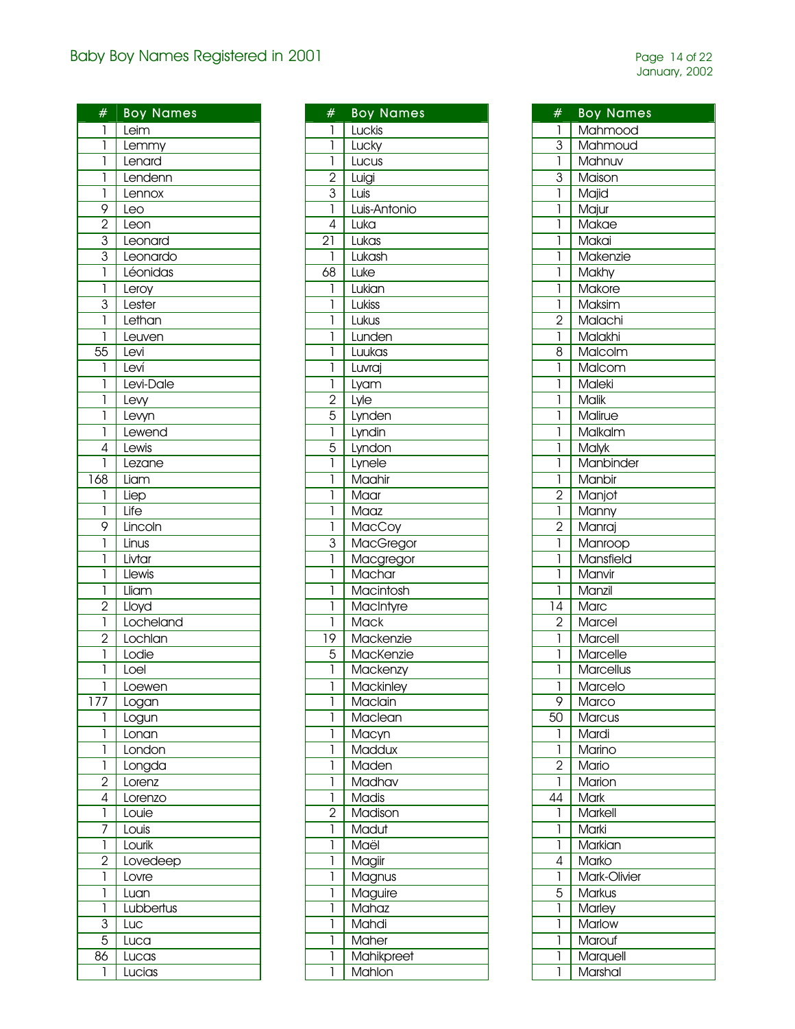# Baby Boy Names Registered in 2001

| # | Boy Names |
|---|---|
| 1 | Leim |
| 1 | Lemmy |
| 1 | Lenard |
| 1 | Lendenn |
| 1 | Lennox |
| 9 | Leo |
| 2 | Leon |
| 3 | Leonard |
| 3 | Leonardo |
| 1 | Léonidas |
| 1 | Leroy |
| 3 | Lester |
| 1 | Lethan |
| 1 | Leuven |
| 55 | Levi |
| 1 | Leví |
| 1 | Levi-Dale |
| 1 | Levy |
| 1 | Levyn |
| 1 | Lewend |
| 4 | Lewis |
| 1 | Lezane |
| 168 | Liam |
| 1 | Liep |
| 1 | Life |
| 9 | Lincoln |
| 1 | Linus |
| 1 | Livtar |
| 1 | Llewis |
| 1 | Lliam |
| 2 | Lloyd |
| 1 | Locheland |
| 2 | Lochlan |
| 1 | Lodie |
| 1 | Loel |
| 1 | Loewen |
| 177 | Logan |
| 1 | Logun |
| 1 | Lonan |
| 1 | London |
| 1 | Longda |
| 2 | Lorenz |
| 4 | Lorenzo |
| 1 | Louie |
| 7 | Louis |
| 1 | Lourik |
| 2 | Lovedeep |
| 1 | Lovre |
| 1 | Luan |
| 1 | Lubbertus |
| 3 | Luc |
| 5 | Luca |
| 86 | Lucas |
| 1 | Lucias |

| # | Boy Names |
|---|---|
| 1 | Luckis |
| 1 | Lucky |
| 1 | Lucus |
| 2 | Luigi |
| 3 | Luis |
| 1 | Luis-Antonio |
| 4 | Luka |
| 21 | Lukas |
| 1 | Lukash |
| 68 | Luke |
| 1 | Lukian |
| 1 | Lukiss |
| 1 | Lukus |
| 1 | Lunden |
| 1 | Luukas |
| 1 | Luvraj |
| 1 | Lyam |
| 2 | Lyle |
| 5 | Lynden |
| 1 | Lyndin |
| 5 | Lyndon |
| 1 | Lynele |
| 1 | Maahir |
| 1 | Maar |
| 1 | Maaz |
| 1 | MacCoy |
| 3 | MacGregor |
| 1 | Macgregor |
| 1 | Machar |
| 1 | Macintosh |
| 1 | MacIntyre |
| 1 | Mack |
| 19 | Mackenzie |
| 5 | MacKenzie |
| 1 | Mackenzy |
| 1 | Mackinley |
| 1 | Maclain |
| 1 | Maclean |
| 1 | Macyn |
| 1 | Maddux |
| 1 | Maden |
| 1 | Madhav |
| 1 | Madis |
| 2 | Madison |
| 1 | Madut |
| 1 | Maël |
| 1 | Magiir |
| 1 | Magnus |
| 1 | Maguire |
| 1 | Mahaz |
| 1 | Mahdi |
| 1 | Maher |
| 1 | Mahikpreet |
| 1 | Mahlon |

| # | Boy Names |
|---|---|
| 1 | Mahmood |
| 3 | Mahmoud |
| 1 | Mahnuv |
| 3 | Maison |
| 1 | Majid |
| 1 | Majur |
| 1 | Makae |
| 1 | Makai |
| 1 | Makenzie |
| 1 | Makhy |
| 1 | Makore |
| 1 | Maksim |
| 2 | Malachi |
| 1 | Malakhi |
| 8 | Malcolm |
| 1 | Malcom |
| 1 | Maleki |
| 1 | Malik |
| 1 | Malirue |
| 1 | Malkalm |
| 1 | Malyk |
| 1 | Manbinder |
| 1 | Manbir |
| 2 | Manjot |
| 1 | Manny |
| 2 | Manraj |
| 1 | Manroop |
| 1 | Mansfield |
| 1 | Manvir |
| 1 | Manzil |
| 14 | Marc |
| 2 | Marcel |
| 1 | Marcell |
| 1 | Marcelle |
| 1 | Marcellus |
| 1 | Marcelo |
| 9 | Marco |
| 50 | Marcus |
| 1 | Mardi |
| 1 | Marino |
| 2 | Mario |
| 1 | Marion |
| 44 | Mark |
| 1 | Markell |
| 1 | Marki |
| 1 | Markian |
| 4 | Marko |
| 1 | Mark-Olivier |
| 5 | Markus |
| 1 | Marley |
| 1 | Marlow |
| 1 | Marouf |
| 1 | Marquell |
| 1 | Marshal |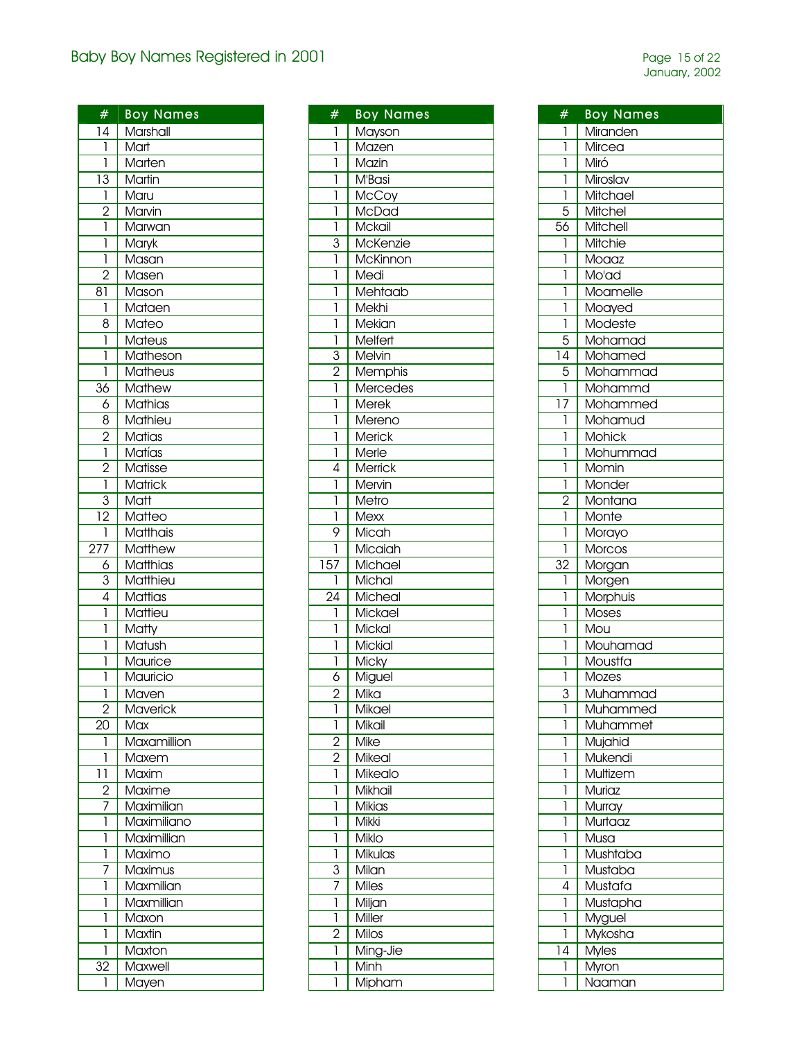# Baby Boy Names Registered in 2001

| # | Boy Names |
|---|---|
| 14 | Marshall |
| 1 | Mart |
| 1 | Marten |
| 13 | Martin |
| 1 | Maru |
| 2 | Marvin |
| 1 | Marwan |
| 1 | Maryk |
| 1 | Masan |
| 2 | Masen |
| 81 | Mason |
| 1 | Mataen |
| 8 | Mateo |
| 1 | Mateus |
| 1 | Matheson |
| 1 | Matheus |
| 36 | Mathew |
| 6 | Mathias |
| 8 | Mathieu |
| 2 | Matias |
| 1 | Matías |
| 2 | Matisse |
| 1 | Matrick |
| 3 | Matt |
| 12 | Matteo |
| 1 | Matthais |
| 277 | Matthew |
| 6 | Matthias |
| 3 | Matthieu |
| 4 | Mattias |
| 1 | Mattieu |
| 1 | Matty |
| 1 | Matush |
| 1 | Maurice |
| 1 | Mauricio |
| 1 | Maven |
| 2 | Maverick |
| 20 | Max |
| 1 | Maxamillion |
| 1 | Maxem |
| 11 | Maxim |
| 2 | Maxime |
| 7 | Maximilian |
| 1 | Maximiliano |
| 1 | Maximillian |
| 1 | Maximo |
| 7 | Maximus |
| 1 | Maxmilian |
| 1 | Maxmillian |
| 1 | Maxon |
| 1 | Maxtin |
| 1 | Maxton |
| 32 | Maxwell |
| 1 | Mayen |

| # | Boy Names |
|---|---|
| 1 | Mayson |
| 1 | Mazen |
| 1 | Mazin |
| 1 | M'Basi |
| 1 | McCoy |
| 1 | McDad |
| 1 | Mckail |
| 3 | McKenzie |
| 1 | McKinnon |
| 1 | Medi |
| 1 | Mehtaab |
| 1 | Mekhi |
| 1 | Mekian |
| 1 | Melfert |
| 3 | Melvin |
| 2 | Memphis |
| 1 | Mercedes |
| 1 | Merek |
| 1 | Mereno |
| 1 | Merick |
| 1 | Merle |
| 4 | Merrick |
| 1 | Mervin |
| 1 | Metro |
| 1 | Mexx |
| 9 | Micah |
| 1 | Micaiah |
| 157 | Michael |
| 1 | Michal |
| 24 | Micheal |
| 1 | Mickael |
| 1 | Mickal |
| 1 | Mickial |
| 1 | Micky |
| 6 | Miguel |
| 2 | Mika |
| 1 | Mikael |
| 1 | Mikail |
| 2 | Mike |
| 2 | Mikeal |
| 1 | Mikealo |
| 1 | Mikhail |
| 1 | Mikias |
| 1 | Mikki |
| 1 | Miklo |
| 1 | Mikulas |
| 3 | Milan |
| 7 | Miles |
| 1 | Miljan |
| 1 | Miller |
| 2 | Milos |
| 1 | Ming-Jie |
| 1 | Minh |
| 1 | Mipham |

| # | Boy Names |
|---|---|
| 1 | Miranden |
| 1 | Mircea |
| 1 | Miró |
| 1 | Miroslav |
| 1 | Mitchael |
| 5 | Mitchel |
| 56 | Mitchell |
| 1 | Mitchie |
| 1 | Moaaz |
| 1 | Mo'ad |
| 1 | Moamelle |
| 1 | Moayed |
| 1 | Modeste |
| 5 | Mohamad |
| 14 | Mohamed |
| 5 | Mohammad |
| 1 | Mohammd |
| 17 | Mohammed |
| 1 | Mohamud |
| 1 | Mohick |
| 1 | Mohummad |
| 1 | Momin |
| 1 | Monder |
| 2 | Montana |
| 1 | Monte |
| 1 | Morayo |
| 1 | Morcos |
| 32 | Morgan |
| 1 | Morgen |
| 1 | Morphuis |
| 1 | Moses |
| 1 | Mou |
| 1 | Mouhamad |
| 1 | Moustfa |
| 1 | Mozes |
| 3 | Muhammad |
| 1 | Muhammed |
| 1 | Muhammet |
| 1 | Mujahid |
| 1 | Mukendi |
| 1 | Multizem |
| 1 | Muriaz |
| 1 | Murray |
| 1 | Murtaaz |
| 1 | Musa |
| 1 | Mushtaba |
| 1 | Mustaba |
| 4 | Mustafa |
| 1 | Mustapha |
| 1 | Myguel |
| 1 | Mykosha |
| 14 | Myles |
| 1 | Myron |
| 1 | Naaman |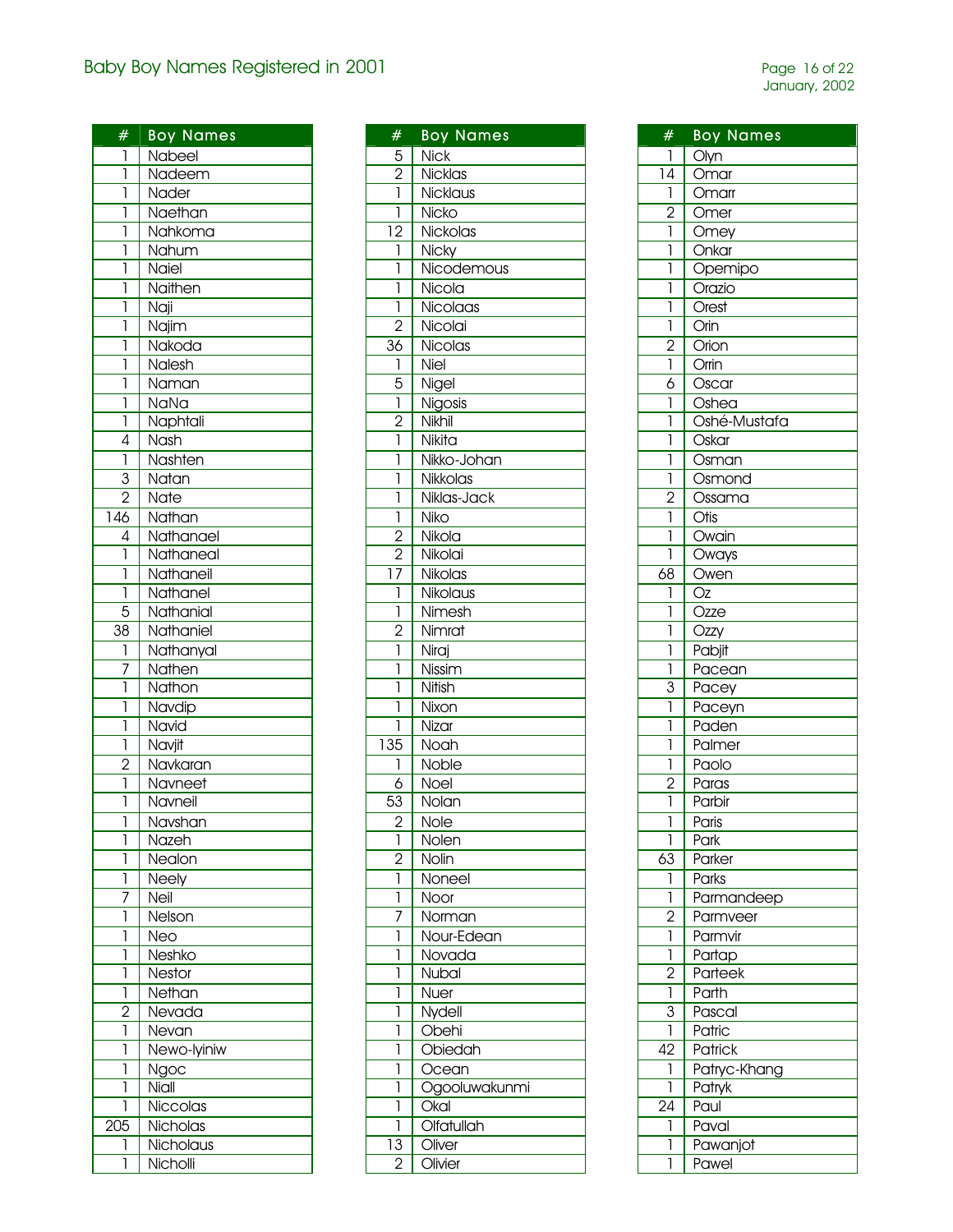## Baby Boy Names Registered in 2001

| # | Boy Names |
|---|---|
| 1 | Nabeel |
| 1 | Nadeem |
| 1 | Nader |
| 1 | Naethan |
| 1 | Nahkoma |
| 1 | Nahum |
| 1 | Naiel |
| 1 | Naithen |
| 1 | Naji |
| 1 | Najim |
| 1 | Nakoda |
| 1 | Nalesh |
| 1 | Naman |
| 1 | NaNa |
| 1 | Naphtali |
| 4 | Nash |
| 1 | Nashten |
| 3 | Natan |
| 2 | Nate |
| 146 | Nathan |
| 4 | Nathanael |
| 1 | Nathaneal |
| 1 | Nathaneil |
| 1 | Nathanel |
| 5 | Nathanial |
| 38 | Nathaniel |
| 1 | Nathanyal |
| 7 | Nathen |
| 1 | Nathon |
| 1 | Navdip |
| 1 | Navid |
| 1 | Navjit |
| 2 | Navkaran |
| 1 | Navneet |
| 1 | Navneil |
| 1 | Navshan |
| 1 | Nazeh |
| 1 | Nealon |
| 1 | Neely |
| 7 | Neil |
| 1 | Nelson |
| 1 | Neo |
| 1 | Neshko |
| 1 | Nestor |
| 1 | Nethan |
| 2 | Nevada |
| 1 | Nevan |
| 1 | Newo-Iyiniw |
| 1 | Ngoc |
| 1 | Niall |
| 1 | Niccolas |
| 205 | Nicholas |
| 1 | Nicholaus |
| 1 | Nicholli |
| 5 | Nick |
| 2 | Nicklas |
| 1 | Nicklaus |
| 1 | Nicko |
| 12 | Nickolas |
| 1 | Nicky |
| 1 | Nicodemous |
| 1 | Nicola |
| 1 | Nicolaas |
| 2 | Nicolai |
| 36 | Nicolas |
| 1 | Niel |
| 5 | Nigel |
| 1 | Nigosis |
| 2 | Nikhil |
| 1 | Nikita |
| 1 | Nikko-Johan |
| 1 | Nikkolas |
| 1 | Niklas-Jack |
| 1 | Niko |
| 2 | Nikola |
| 2 | Nikolai |
| 17 | Nikolas |
| 1 | Nikolaus |
| 1 | Nimesh |
| 2 | Nimrat |
| 1 | Niraj |
| 1 | Nissim |
| 1 | Nitish |
| 1 | Nixon |
| 1 | Nizar |
| 135 | Noah |
| 1 | Noble |
| 6 | Noel |
| 53 | Nolan |
| 2 | Nole |
| 1 | Nolen |
| 2 | Nolin |
| 1 | Noneel |
| 1 | Noor |
| 7 | Norman |
| 1 | Nour-Edean |
| 1 | Novada |
| 1 | Nubal |
| 1 | Nuer |
| 1 | Nydell |
| 1 | Obehi |
| 1 | Obiedah |
| 1 | Ocean |
| 1 | Ogooluwakunmi |
| 1 | Okal |
| 1 | Olfatullah |
| 13 | Oliver |
| 2 | Olivier |
| 1 | Olyn |
| 14 | Omar |
| 1 | Omarr |
| 2 | Omer |
| 1 | Omey |
| 1 | Onkar |
| 1 | Opemipo |
| 1 | Orazio |
| 1 | Orest |
| 1 | Orin |
| 2 | Orion |
| 1 | Orrin |
| 6 | Oscar |
| 1 | Oshea |
| 1 | Oshé-Mustafa |
| 1 | Oskar |
| 1 | Osman |
| 1 | Osmond |
| 2 | Ossama |
| 1 | Otis |
| 1 | Owain |
| 1 | Oways |
| 68 | Owen |
| 1 | Oz |
| 1 | Ozze |
| 1 | Ozzy |
| 1 | Pabjit |
| 1 | Pacean |
| 3 | Pacey |
| 1 | Paceyn |
| 1 | Paden |
| 1 | Palmer |
| 1 | Paolo |
| 2 | Paras |
| 1 | Parbir |
| 1 | Paris |
| 1 | Park |
| 63 | Parker |
| 1 | Parks |
| 1 | Parmandeep |
| 2 | Parmveer |
| 1 | Parmvir |
| 1 | Partap |
| 2 | Parteek |
| 1 | Parth |
| 3 | Pascal |
| 1 | Patric |
| 42 | Patrick |
| 1 | Patryc-Khang |
| 1 | Patryk |
| 24 | Paul |
| 1 | Paval |
| 1 | Pawanjot |
| 1 | Pawel |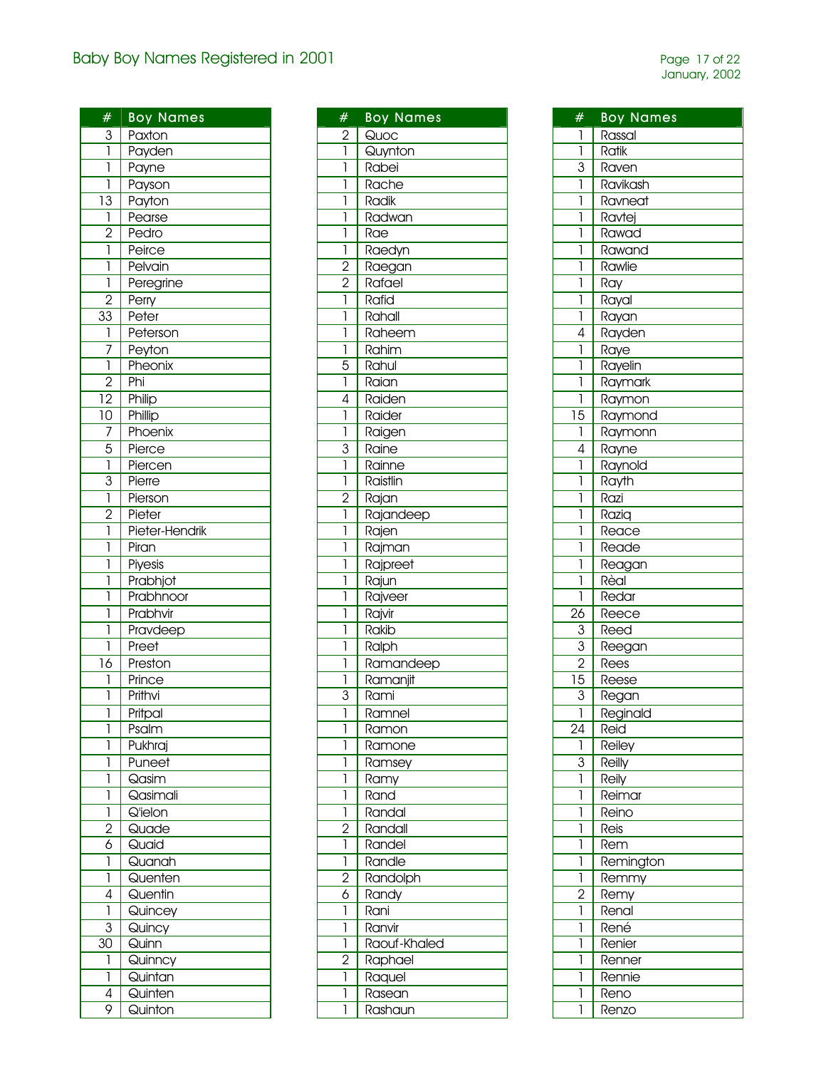# Baby Boy Names Registered in 2001

| # | Boy Names |
|---|---|
| 3 | Paxton |
| 1 | Payden |
| 1 | Payne |
| 1 | Payson |
| 13 | Payton |
| 1 | Pearse |
| 2 | Pedro |
| 1 | Peirce |
| 1 | Pelvain |
| 1 | Peregrine |
| 2 | Perry |
| 33 | Peter |
| 1 | Peterson |
| 7 | Peyton |
| 1 | Pheonix |
| 2 | Phi |
| 12 | Philip |
| 10 | Phillip |
| 7 | Phoenix |
| 5 | Pierce |
| 1 | Piercen |
| 3 | Pierre |
| 1 | Pierson |
| 2 | Pieter |
| 1 | Pieter-Hendrik |
| 1 | Piran |
| 1 | Piyesis |
| 1 | Prabhjot |
| 1 | Prabhnoor |
| 1 | Prabhvir |
| 1 | Pravdeep |
| 1 | Preet |
| 16 | Preston |
| 1 | Prince |
| 1 | Prithvi |
| 1 | Pritpal |
| 1 | Psalm |
| 1 | Pukhraj |
| 1 | Puneet |
| 1 | Qasim |
| 1 | Qasimali |
| 1 | Q'ielon |
| 2 | Quade |
| 6 | Quaid |
| 1 | Quanah |
| 1 | Quenten |
| 4 | Quentin |
| 1 | Quincey |
| 3 | Quincy |
| 30 | Quinn |
| 1 | Quinncy |
| 1 | Quintan |
| 4 | Quinten |
| 9 | Quinton |

| # | Boy Names |
|---|---|
| 2 | Quoc |
| 1 | Quynton |
| 1 | Rabei |
| 1 | Rache |
| 1 | Radik |
| 1 | Radwan |
| 1 | Rae |
| 1 | Raedyn |
| 2 | Raegan |
| 2 | Rafael |
| 1 | Rafid |
| 1 | Rahall |
| 1 | Raheem |
| 1 | Rahim |
| 5 | Rahul |
| 1 | Raian |
| 4 | Raiden |
| 1 | Raider |
| 1 | Raigen |
| 3 | Raine |
| 1 | Rainne |
| 1 | Raistlin |
| 2 | Rajan |
| 1 | Rajandeep |
| 1 | Rajen |
| 1 | Rajman |
| 1 | Rajpreet |
| 1 | Rajun |
| 1 | Rajveer |
| 1 | Rajvir |
| 1 | Rakib |
| 1 | Ralph |
| 1 | Ramandeep |
| 1 | Ramanjit |
| 3 | Rami |
| 1 | Ramnel |
| 1 | Ramon |
| 1 | Ramone |
| 1 | Ramsey |
| 1 | Ramy |
| 1 | Rand |
| 1 | Randal |
| 2 | Randall |
| 1 | Randel |
| 1 | Randle |
| 2 | Randolph |
| 6 | Randy |
| 1 | Rani |
| 1 | Ranvir |
| 1 | Raouf-Khaled |
| 2 | Raphael |
| 1 | Raquel |
| 1 | Rasean |
| 1 | Rashaun |

| # | Boy Names |
|---|---|
| 1 | Rassal |
| 1 | Ratik |
| 3 | Raven |
| 1 | Ravikash |
| 1 | Ravneat |
| 1 | Ravtej |
| 1 | Rawad |
| 1 | Rawand |
| 1 | Rawlie |
| 1 | Ray |
| 1 | Rayal |
| 1 | Rayan |
| 4 | Rayden |
| 1 | Raye |
| 1 | Rayelin |
| 1 | Raymark |
| 1 | Raymon |
| 15 | Raymond |
| 1 | Raymonn |
| 4 | Rayne |
| 1 | Raynold |
| 1 | Rayth |
| 1 | Razi |
| 1 | Raziq |
| 1 | Reace |
| 1 | Reade |
| 1 | Reagan |
| 1 | Rèal |
| 1 | Redar |
| 26 | Reece |
| 3 | Reed |
| 3 | Reegan |
| 2 | Rees |
| 15 | Reese |
| 3 | Regan |
| 1 | Reginald |
| 24 | Reid |
| 1 | Reiley |
| 3 | Reilly |
| 1 | Reily |
| 1 | Reimar |
| 1 | Reino |
| 1 | Reis |
| 1 | Rem |
| 1 | Remington |
| 1 | Remmy |
| 2 | Remy |
| 1 | Renal |
| 1 | René |
| 1 | Renier |
| 1 | Renner |
| 1 | Rennie |
| 1 | Reno |
| 1 | Renzo |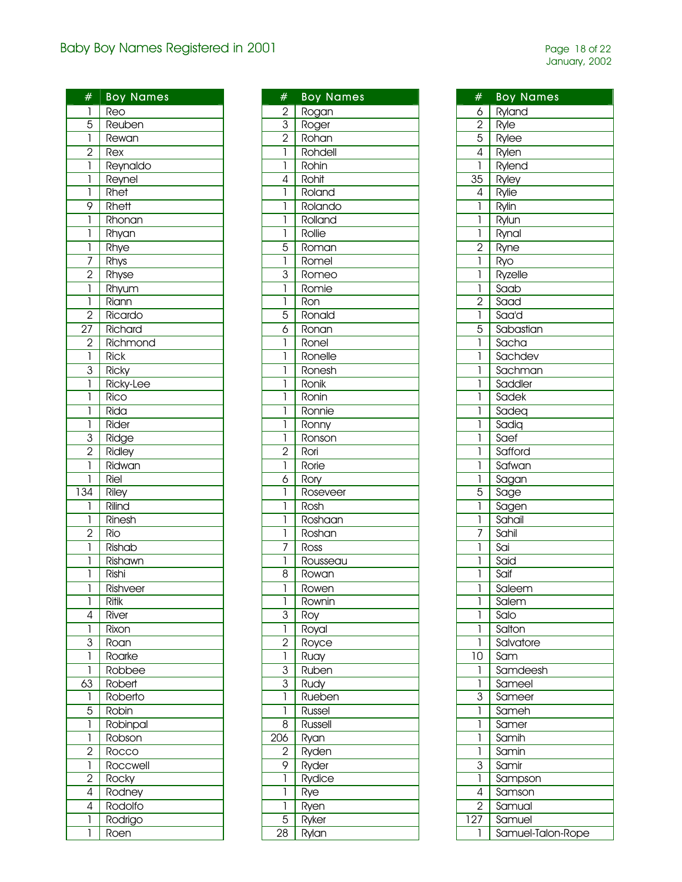# Baby Boy Names Registered in 2001

| # | Boy Names |
|---|---|
| 1 | Reo |
| 5 | Reuben |
| 1 | Rewan |
| 2 | Rex |
| 1 | Reynaldo |
| 1 | Reynel |
| 1 | Rhet |
| 9 | Rhett |
| 1 | Rhonan |
| 1 | Rhyan |
| 1 | Rhye |
| 7 | Rhys |
| 2 | Rhyse |
| 1 | Rhyum |
| 1 | Riann |
| 2 | Ricardo |
| 27 | Richard |
| 2 | Richmond |
| 1 | Rick |
| 3 | Ricky |
| 1 | Ricky-Lee |
| 1 | Rico |
| 1 | Rida |
| 1 | Rider |
| 3 | Ridge |
| 2 | Ridley |
| 1 | Ridwan |
| 1 | Riel |
| 134 | Riley |
| 1 | Rilind |
| 1 | Rinesh |
| 2 | Rio |
| 1 | Rishab |
| 1 | Rishawn |
| 1 | Rishi |
| 1 | Rishveer |
| 1 | Ritik |
| 4 | River |
| 1 | Rixon |
| 3 | Roan |
| 1 | Roarke |
| 1 | Robbee |
| 63 | Robert |
| 1 | Roberto |
| 5 | Robin |
| 1 | Robinpal |
| 1 | Robson |
| 2 | Rocco |
| 1 | Roccwell |
| 2 | Rocky |
| 4 | Rodney |
| 4 | Rodolfo |
| 1 | Rodrigo |
| 1 | Roen |

| # | Boy Names |
|---|---|
| 2 | Rogan |
| 3 | Roger |
| 2 | Rohan |
| 1 | Rohdell |
| 1 | Rohin |
| 4 | Rohit |
| 1 | Roland |
| 1 | Rolando |
| 1 | Rolland |
| 1 | Rollie |
| 5 | Roman |
| 1 | Romel |
| 3 | Romeo |
| 1 | Romie |
| 1 | Ron |
| 5 | Ronald |
| 6 | Ronan |
| 1 | Ronel |
| 1 | Ronelle |
| 1 | Ronesh |
| 1 | Ronik |
| 1 | Ronin |
| 1 | Ronnie |
| 1 | Ronny |
| 1 | Ronson |
| 2 | Rori |
| 1 | Rorie |
| 6 | Rory |
| 1 | Roseveer |
| 1 | Rosh |
| 1 | Roshaan |
| 1 | Roshan |
| 7 | Ross |
| 1 | Rousseau |
| 8 | Rowan |
| 1 | Rowen |
| 1 | Rownin |
| 3 | Roy |
| 1 | Royal |
| 2 | Royce |
| 1 | Ruay |
| 3 | Ruben |
| 3 | Rudy |
| 1 | Rueben |
| 1 | Russel |
| 8 | Russell |
| 206 | Ryan |
| 2 | Ryden |
| 9 | Ryder |
| 1 | Rydice |
| 1 | Rye |
| 1 | Ryen |
| 5 | Ryker |
| 28 | Rylan |

| # | Boy Names |
|---|---|
| 6 | Ryland |
| 2 | Ryle |
| 5 | Rylee |
| 4 | Rylen |
| 1 | Rylend |
| 35 | Ryley |
| 4 | Rylie |
| 1 | Rylin |
| 1 | Rylun |
| 1 | Rynal |
| 2 | Ryne |
| 1 | Ryo |
| 1 | Ryzelle |
| 1 | Saab |
| 2 | Saad |
| 1 | Saa'd |
| 5 | Sabastian |
| 1 | Sacha |
| 1 | Sachdev |
| 1 | Sachman |
| 1 | Saddler |
| 1 | Sadek |
| 1 | Sadeq |
| 1 | Sadiq |
| 1 | Saef |
| 1 | Safford |
| 1 | Safwan |
| 1 | Sagan |
| 5 | Sage |
| 1 | Sagen |
| 1 | Sahail |
| 7 | Sahil |
| 1 | Sai |
| 1 | Said |
| 1 | Saif |
| 1 | Saleem |
| 1 | Salem |
| 1 | Salo |
| 1 | Salton |
| 1 | Salvatore |
| 10 | Sam |
| 1 | Samdeesh |
| 1 | Sameel |
| 3 | Sameer |
| 1 | Sameh |
| 1 | Samer |
| 1 | Samih |
| 1 | Samin |
| 3 | Samir |
| 1 | Sampson |
| 4 | Samson |
| 2 | Samual |
| 127 | Samuel |
| 1 | Samuel-Talon-Rope |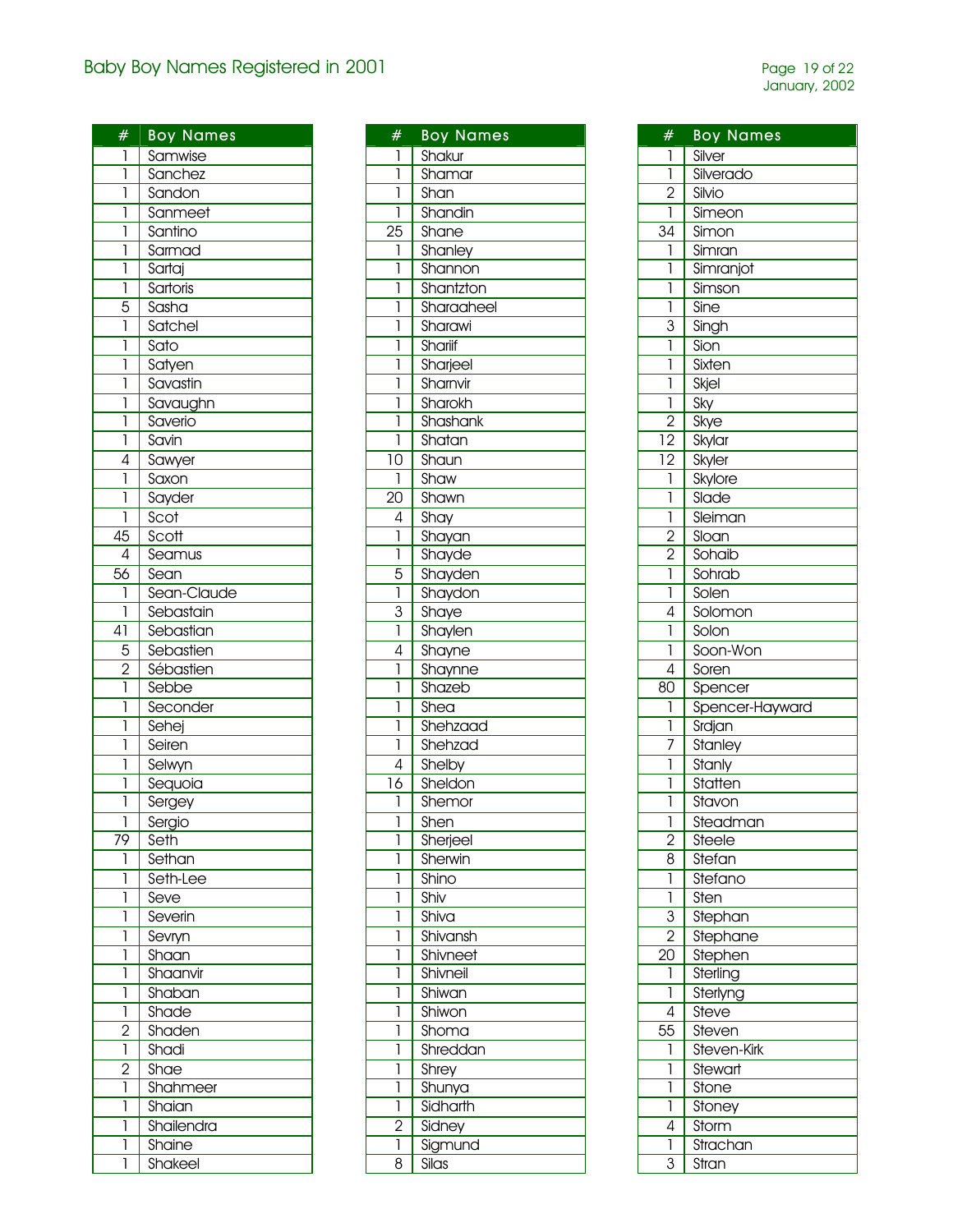# Baby Boy Names Registered in 2001

| # | Boy Names |
|---|---|
| 1 | Samwise |
| 1 | Sanchez |
| 1 | Sandon |
| 1 | Sanmeet |
| 1 | Santino |
| 1 | Sarmad |
| 1 | Sartaj |
| 1 | Sartoris |
| 5 | Sasha |
| 1 | Satchel |
| 1 | Sato |
| 1 | Satyen |
| 1 | Savastin |
| 1 | Savaughn |
| 1 | Saverio |
| 1 | Savin |
| 4 | Sawyer |
| 1 | Saxon |
| 1 | Sayder |
| 1 | Scot |
| 45 | Scott |
| 4 | Seamus |
| 56 | Sean |
| 1 | Sean-Claude |
| 1 | Sebastain |
| 41 | Sebastian |
| 5 | Sebastien |
| 2 | Sébastien |
| 1 | Sebbe |
| 1 | Seconder |
| 1 | Sehej |
| 1 | Seiren |
| 1 | Selwyn |
| 1 | Sequoia |
| 1 | Sergey |
| 1 | Sergio |
| 79 | Seth |
| 1 | Sethan |
| 1 | Seth-Lee |
| 1 | Seve |
| 1 | Severin |
| 1 | Sevryn |
| 1 | Shaan |
| 1 | Shaanvir |
| 1 | Shaban |
| 1 | Shade |
| 2 | Shaden |
| 1 | Shadi |
| 2 | Shae |
| 1 | Shahmeer |
| 1 | Shaian |
| 1 | Shailendra |
| 1 | Shaine |
| 1 | Shakeel |

| # | Boy Names |
|---|---|
| 1 | Shakur |
| 1 | Shamar |
| 1 | Shan |
| 1 | Shandin |
| 25 | Shane |
| 1 | Shanley |
| 1 | Shannon |
| 1 | Shantzton |
| 1 | Sharaaheel |
| 1 | Sharawi |
| 1 | Shariif |
| 1 | Sharjeel |
| 1 | Sharnvir |
| 1 | Sharokh |
| 1 | Shashank |
| 1 | Shatan |
| 10 | Shaun |
| 1 | Shaw |
| 20 | Shawn |
| 4 | Shay |
| 1 | Shayan |
| 1 | Shayde |
| 5 | Shayden |
| 1 | Shaydon |
| 3 | Shaye |
| 1 | Shaylen |
| 4 | Shayne |
| 1 | Shaynne |
| 1 | Shazeb |
| 1 | Shea |
| 1 | Shehzaad |
| 1 | Shehzad |
| 4 | Shelby |
| 16 | Sheldon |
| 1 | Shemor |
| 1 | Shen |
| 1 | Sherjeel |
| 1 | Sherwin |
| 1 | Shino |
| 1 | Shiv |
| 1 | Shiva |
| 1 | Shivansh |
| 1 | Shivneet |
| 1 | Shivneil |
| 1 | Shiwan |
| 1 | Shiwon |
| 1 | Shoma |
| 1 | Shreddan |
| 1 | Shrey |
| 1 | Shunya |
| 1 | Sidharth |
| 2 | Sidney |
| 1 | Sigmund |
| 8 | Silas |

| # | Boy Names |
|---|---|
| 1 | Silver |
| 1 | Silverado |
| 2 | Silvio |
| 1 | Simeon |
| 34 | Simon |
| 1 | Simran |
| 1 | Simranjot |
| 1 | Simson |
| 1 | Sine |
| 3 | Singh |
| 1 | Sion |
| 1 | Sixten |
| 1 | Skjel |
| 1 | Sky |
| 2 | Skye |
| 12 | Skylar |
| 12 | Skyler |
| 1 | Skylore |
| 1 | Slade |
| 1 | Sleiman |
| 2 | Sloan |
| 2 | Sohaib |
| 1 | Sohrab |
| 1 | Solen |
| 4 | Solomon |
| 1 | Solon |
| 1 | Soon-Won |
| 4 | Soren |
| 80 | Spencer |
| 1 | Spencer-Hayward |
| 1 | Srdjan |
| 7 | Stanley |
| 1 | Stanly |
| 1 | Statten |
| 1 | Stavon |
| 1 | Steadman |
| 2 | Steele |
| 8 | Stefan |
| 1 | Stefano |
| 1 | Sten |
| 3 | Stephan |
| 2 | Stephane |
| 20 | Stephen |
| 1 | Sterling |
| 1 | Sterlyng |
| 4 | Steve |
| 55 | Steven |
| 1 | Steven-Kirk |
| 1 | Stewart |
| 1 | Stone |
| 1 | Stoney |
| 4 | Storm |
| 1 | Strachan |
| 3 | Stran |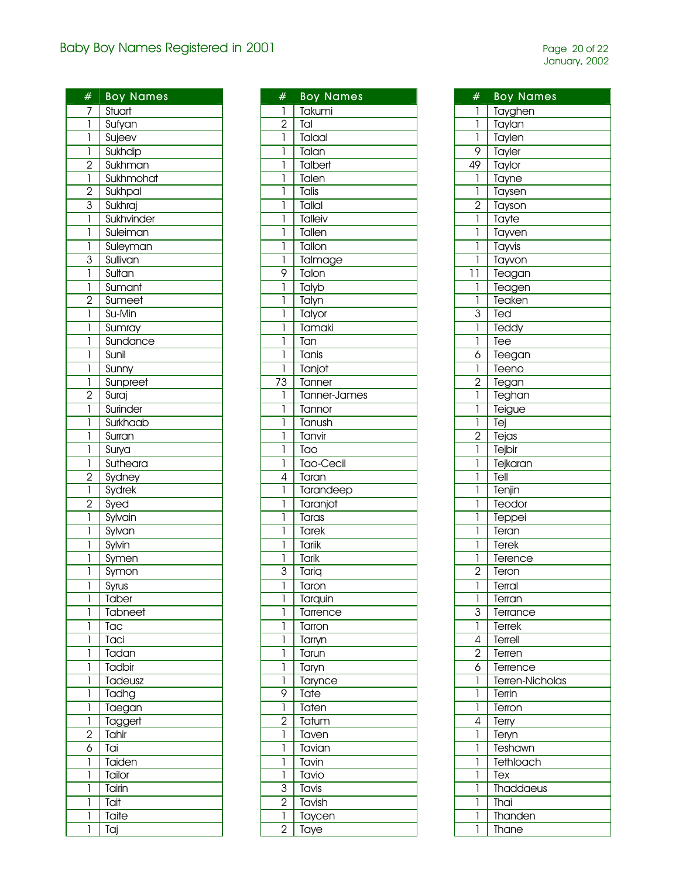# Baby Boy Names Registered in 2001

January, 2002

| # | Boy Names |
|---|---|
| 7 | Stuart |
| 1 | Sufyan |
| 1 | Sujeev |
| 1 | Sukhdip |
| 2 | Sukhman |
| 1 | Sukhmohat |
| 2 | Sukhpal |
| 3 | Sukhraj |
| 1 | Sukhvinder |
| 1 | Suleiman |
| 1 | Suleyman |
| 3 | Sullivan |
| 1 | Sultan |
| 1 | Sumant |
| 2 | Sumeet |
| 1 | Su-Min |
| 1 | Sumray |
| 1 | Sundance |
| 1 | Sunil |
| 1 | Sunny |
| 1 | Sunpreet |
| 2 | Suraj |
| 1 | Surinder |
| 1 | Surkhaab |
| 1 | Surran |
| 1 | Surya |
| 1 | Sutheara |
| 2 | Sydney |
| 1 | Sydrek |
| 2 | Syed |
| 1 | Sylvain |
| 1 | Sylvan |
| 1 | Sylvin |
| 1 | Symen |
| 1 | Symon |
| 1 | Syrus |
| 1 | Taber |
| 1 | Tabneet |
| 1 | Tac |
| 1 | Taci |
| 1 | Tadan |
| 1 | Tadbir |
| 1 | Tadeusz |
| 1 | Tadhg |
| 1 | Taegan |
| 1 | Taggert |
| 2 | Tahir |
| 6 | Tai |
| 1 | Taiden |
| 1 | Tailor |
| 1 | Tairin |
| 1 | Tait |
| 1 | Taite |
| 1 | Taj |
| 1 | Takumi |
| 2 | Tal |
| 1 | Talaal |
| 1 | Talan |
| 1 | Talbert |
| 1 | Talen |
| 1 | Talis |
| 1 | Tallal |
| 1 | Talleiv |
| 1 | Tallen |
| 1 | Tallon |
| 1 | Talmage |
| 9 | Talon |
| 1 | Talyb |
| 1 | Talyn |
| 1 | Talyor |
| 1 | Tamaki |
| 1 | Tan |
| 1 | Tanis |
| 1 | Tanjot |
| 73 | Tanner |
| 1 | Tanner-James |
| 1 | Tannor |
| 1 | Tanush |
| 1 | Tanvir |
| 1 | Tao |
| 1 | Tao-Cecil |
| 4 | Taran |
| 1 | Tarandeep |
| 1 | Taranjot |
| 1 | Taras |
| 1 | Tarek |
| 1 | Tariik |
| 1 | Tarik |
| 3 | Tariq |
| 1 | Taron |
| 1 | Tarquin |
| 1 | Tarrence |
| 1 | Tarron |
| 1 | Tarryn |
| 1 | Tarun |
| 1 | Taryn |
| 1 | Tarynce |
| 9 | Tate |
| 1 | Taten |
| 2 | Tatum |
| 1 | Taven |
| 1 | Tavian |
| 1 | Tavin |
| 1 | Tavio |
| 3 | Tavis |
| 2 | Tavish |
| 1 | Taycen |
| 2 | Taye |
| 1 | Tayghen |
| 1 | Taylan |
| 1 | Taylen |
| 9 | Tayler |
| 49 | Taylor |
| 1 | Tayne |
| 1 | Taysen |
| 2 | Tayson |
| 1 | Tayte |
| 1 | Tayven |
| 1 | Tayvis |
| 1 | Tayvon |
| 11 | Teagan |
| 1 | Teagen |
| 1 | Teaken |
| 3 | Ted |
| 1 | Teddy |
| 1 | Tee |
| 6 | Teegan |
| 1 | Teeno |
| 2 | Tegan |
| 1 | Teghan |
| 1 | Teigue |
| 1 | Tej |
| 2 | Tejas |
| 1 | Tejbir |
| 1 | Tejkaran |
| 1 | Tell |
| 1 | Tenjin |
| 1 | Teodor |
| 1 | Teppei |
| 1 | Teran |
| 1 | Terek |
| 1 | Terence |
| 2 | Teron |
| 1 | Terral |
| 1 | Terran |
| 3 | Terrance |
| 1 | Terrek |
| 4 | Terrell |
| 2 | Terren |
| 6 | Terrence |
| 1 | Terren-Nicholas |
| 1 | Terrin |
| 1 | Terron |
| 4 | Terry |
| 1 | Teryn |
| 1 | Teshawn |
| 1 | Tethloach |
| 1 | Tex |
| 1 | Thaddaeus |
| 1 | Thai |
| 1 | Thanden |
| 1 | Thane |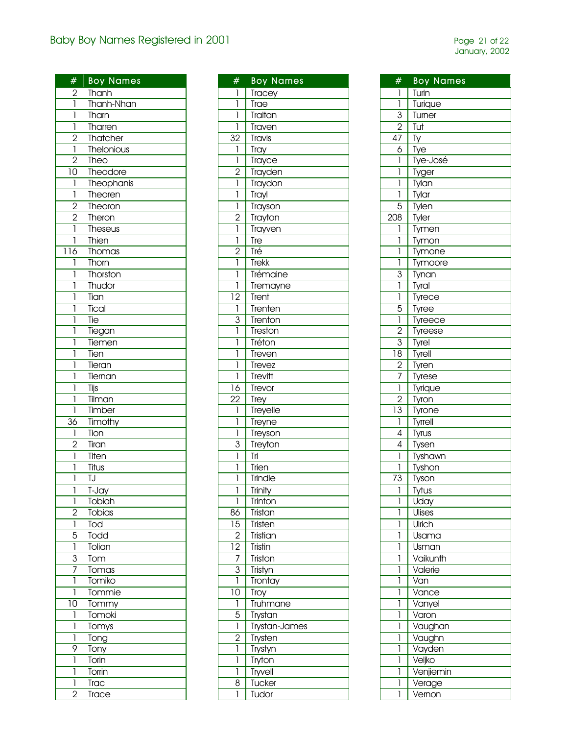# Baby Boy Names Registered in 2001

| # | Boy Names |
|---|---|
| 2 | Thanh |
| 1 | Thanh-Nhan |
| 1 | Tharn |
| 1 | Tharren |
| 2 | Thatcher |
| 1 | Thelonious |
| 2 | Theo |
| 10 | Theodore |
| 1 | Theophanis |
| 1 | Theoren |
| 2 | Theoron |
| 2 | Theron |
| 1 | Theseus |
| 1 | Thien |
| 116 | Thomas |
| 1 | Thorn |
| 1 | Thorston |
| 1 | Thudor |
| 1 | Tian |
| 1 | Tical |
| 1 | Tie |
| 1 | Tiegan |
| 1 | Tiemen |
| 1 | Tien |
| 1 | Tieran |
| 1 | Tiernan |
| 1 | Tijs |
| 1 | Tilman |
| 1 | Timber |
| 36 | Timothy |
| 1 | Tion |
| 2 | Tiran |
| 1 | Titen |
| 1 | Titus |
| 1 | TJ |
| 1 | T-Jay |
| 1 | Tobiah |
| 2 | Tobias |
| 1 | Tod |
| 5 | Todd |
| 1 | Tolian |
| 3 | Tom |
| 7 | Tomas |
| 1 | Tomiko |
| 1 | Tommie |
| 10 | Tommy |
| 1 | Tomoki |
| 1 | Tomys |
| 1 | Tong |
| 9 | Tony |
| 1 | Torin |
| 1 | Torrin |
| 1 | Trac |
| 2 | Trace |
| 1 | Tracey |
| 1 | Trae |
| 1 | Traitan |
| 1 | Traven |
| 32 | Travis |
| 1 | Tray |
| 1 | Trayce |
| 2 | Trayden |
| 1 | Traydon |
| 1 | Trayl |
| 1 | Trayson |
| 2 | Trayton |
| 1 | Trayven |
| 1 | Tre |
| 2 | Tré |
| 1 | Trekk |
| 1 | Trémaine |
| 1 | Tremayne |
| 12 | Trent |
| 1 | Trenten |
| 3 | Trenton |
| 1 | Treston |
| 1 | Tréton |
| 1 | Treven |
| 1 | Trevez |
| 1 | Trevitt |
| 16 | Trevor |
| 22 | Trey |
| 1 | Treyelle |
| 1 | Treyne |
| 1 | Treyson |
| 3 | Treyton |
| 1 | Tri |
| 1 | Trien |
| 1 | Trindle |
| 1 | Trinity |
| 1 | Trinton |
| 86 | Tristan |
| 15 | Tristen |
| 2 | Tristian |
| 12 | Tristin |
| 7 | Triston |
| 3 | Tristyn |
| 1 | Trontay |
| 10 | Troy |
| 1 | Truhmane |
| 5 | Trystan |
| 1 | Trystan-James |
| 2 | Trysten |
| 1 | Trystyn |
| 1 | Tryton |
| 1 | Tryvell |
| 8 | Tucker |
| 1 | Tudor |
| 1 | Turin |
| 1 | Turique |
| 3 | Turner |
| 2 | Tut |
| 47 | Ty |
| 6 | Tye |
| 1 | Tye-José |
| 1 | Tyger |
| 1 | Tylan |
| 1 | Tylar |
| 5 | Tylen |
| 208 | Tyler |
| 1 | Tymen |
| 1 | Tymon |
| 1 | Tymone |
| 1 | Tymoore |
| 3 | Tynan |
| 1 | Tyral |
| 1 | Tyrece |
| 5 | Tyree |
| 1 | Tyreece |
| 2 | Tyreese |
| 3 | Tyrel |
| 18 | Tyrell |
| 2 | Tyren |
| 7 | Tyrese |
| 1 | Tyrique |
| 2 | Tyron |
| 13 | Tyrone |
| 1 | Tyrrell |
| 4 | Tyrus |
| 4 | Tysen |
| 1 | Tyshawn |
| 1 | Tyshon |
| 73 | Tyson |
| 1 | Tytus |
| 1 | Uday |
| 1 | Ulises |
| 1 | Ulrich |
| 1 | Usama |
| 1 | Usman |
| 1 | Vaikunth |
| 1 | Valerie |
| 1 | Van |
| 1 | Vance |
| 1 | Vanyel |
| 1 | Varon |
| 1 | Vaughan |
| 1 | Vaughn |
| 1 | Vayden |
| 1 | Veljko |
| 1 | Venjiemin |
| 1 | Verage |
| 1 | Vernon |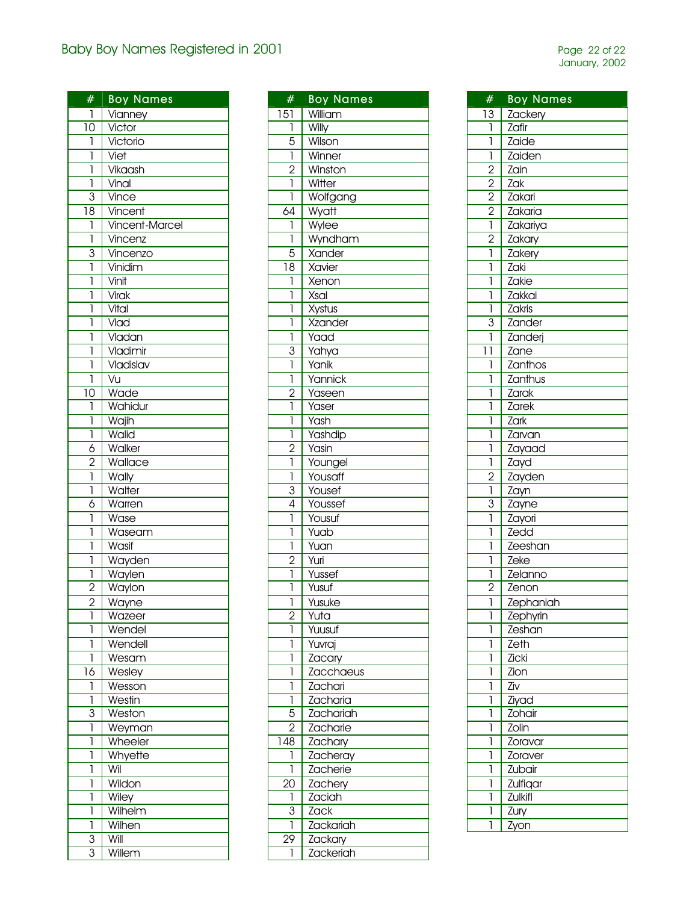# Baby Boy Names Registered in 2001

| # | Boy Names |
|---|---|
| 1 | Vianney |
| 10 | Victor |
| 1 | Victorio |
| 1 | Viet |
| 1 | Vikaash |
| 1 | Vinal |
| 3 | Vince |
| 18 | Vincent |
| 1 | Vincent-Marcel |
| 1 | Vincenz |
| 3 | Vincenzo |
| 1 | Vinidim |
| 1 | Vinit |
| 1 | Virak |
| 1 | Vital |
| 1 | Vlad |
| 1 | Vladan |
| 1 | Vladimir |
| 1 | Vladislav |
| 1 | Vu |
| 10 | Wade |
| 1 | Wahidur |
| 1 | Wajih |
| 1 | Walid |
| 6 | Walker |
| 2 | Wallace |
| 1 | Wally |
| 1 | Walter |
| 6 | Warren |
| 1 | Wase |
| 1 | Waseam |
| 1 | Wasif |
| 1 | Wayden |
| 1 | Waylen |
| 2 | Waylon |
| 2 | Wayne |
| 1 | Wazeer |
| 1 | Wendel |
| 1 | Wendell |
| 1 | Wesam |
| 16 | Wesley |
| 1 | Wesson |
| 1 | Westin |
| 3 | Weston |
| 1 | Weyman |
| 1 | Wheeler |
| 1 | Whyette |
| 1 | Wil |
| 1 | Wildon |
| 1 | Wiley |
| 1 | Wilhelm |
| 1 | Wilhen |
| 3 | Will |
| 3 | Willem |
| 151 | William |
| 1 | Willy |
| 5 | Wilson |
| 1 | Winner |
| 2 | Winston |
| 1 | Witter |
| 1 | Wolfgang |
| 64 | Wyatt |
| 1 | Wylee |
| 1 | Wyndham |
| 5 | Xander |
| 18 | Xavier |
| 1 | Xenon |
| 1 | Xsal |
| 1 | Xystus |
| 1 | Xzander |
| 1 | Yaad |
| 3 | Yahya |
| 1 | Yanik |
| 1 | Yannick |
| 2 | Yaseen |
| 1 | Yaser |
| 1 | Yash |
| 1 | Yashdip |
| 2 | Yasin |
| 1 | Youngel |
| 1 | Yousaff |
| 3 | Yousef |
| 4 | Youssef |
| 1 | Yousuf |
| 1 | Yuab |
| 1 | Yuan |
| 2 | Yuri |
| 1 | Yussef |
| 1 | Yusuf |
| 1 | Yusuke |
| 2 | Yuta |
| 1 | Yuusuf |
| 1 | Yuvraj |
| 1 | Zacary |
| 1 | Zacchaeus |
| 1 | Zachari |
| 1 | Zacharia |
| 5 | Zachariah |
| 2 | Zacharie |
| 148 | Zachary |
| 1 | Zacheray |
| 1 | Zacherie |
| 20 | Zachery |
| 1 | Zaciah |
| 3 | Zack |
| 1 | Zackariah |
| 29 | Zackary |
| 1 | Zackeriah |
| 13 | Zackery |
| 1 | Zafir |
| 1 | Zaide |
| 1 | Zaiden |
| 2 | Zain |
| 2 | Zak |
| 2 | Zakari |
| 2 | Zakaria |
| 1 | Zakariya |
| 2 | Zakary |
| 1 | Zakery |
| 1 | Zaki |
| 1 | Zakie |
| 1 | Zakkai |
| 1 | Zakris |
| 3 | Zander |
| 1 | Zanderj |
| 11 | Zane |
| 1 | Zanthos |
| 1 | Zanthus |
| 1 | Zarak |
| 1 | Zarek |
| 1 | Zark |
| 1 | Zarvan |
| 1 | Zayaad |
| 1 | Zayd |
| 2 | Zayden |
| 1 | Zayn |
| 3 | Zayne |
| 1 | Zayori |
| 1 | Zedd |
| 1 | Zeeshan |
| 1 | Zeke |
| 1 | Zelanno |
| 2 | Zenon |
| 1 | Zephaniah |
| 1 | Zephyrin |
| 1 | Zeshan |
| 1 | Zeth |
| 1 | Zicki |
| 1 | Zion |
| 1 | Ziv |
| 1 | Ziyad |
| 1 | Zohair |
| 1 | Zolin |
| 1 | Zoravar |
| 1 | Zoraver |
| 1 | Zubair |
| 1 | Zulfiqar |
| 1 | Zulkifl |
| 1 | Zury |
| 1 | Zyon |